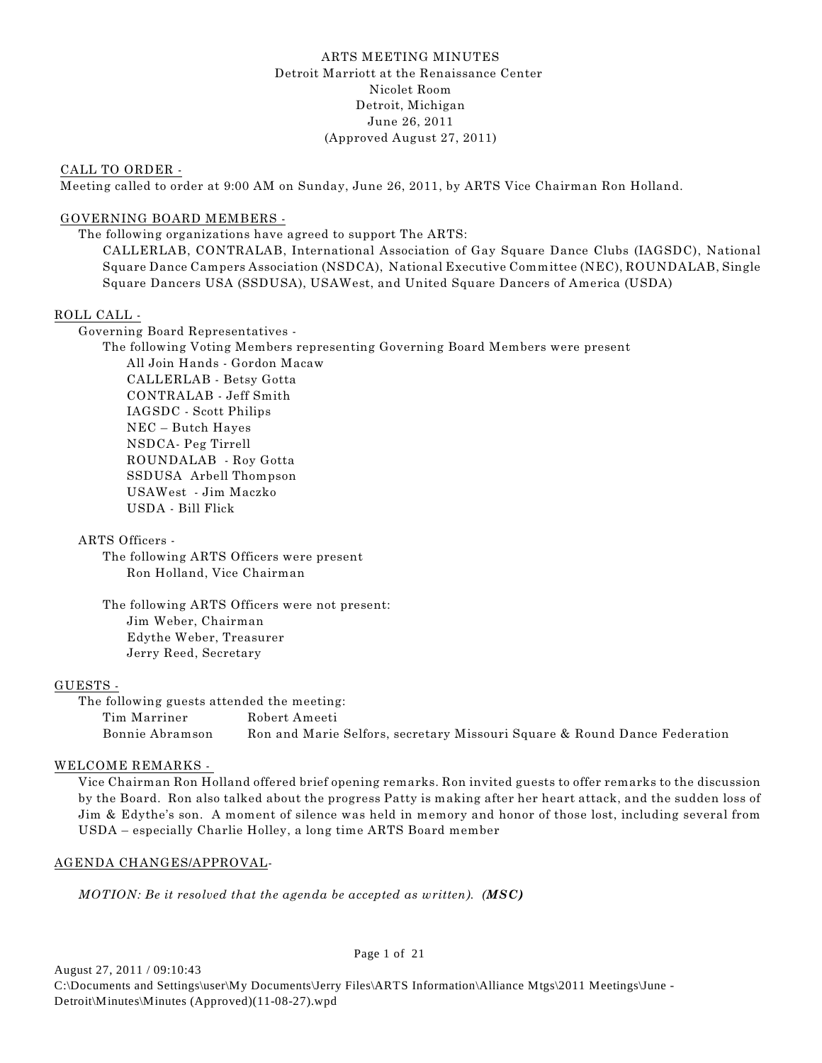# ARTS MEETING MINUTES

Detroit Marriott at the Renaissance Center
Nicolet Room
Detroit, Michigan
June 26, 2011
(Approved August 27, 2011)

## CALL TO ORDER -

Meeting called to order at 9:00 AM on Sunday, June 26, 2011, by ARTS Vice Chairman Ron Holland.

## GOVERNING BOARD MEMBERS -

The following organizations have agreed to support The ARTS:

CALLERLAB, CONTRALAB, International Association of Gay Square Dance Clubs (IAGSDC), National Square Dance Campers Association (NSDCA), National Executive Committee (NEC), ROUNDALAB, Single Square Dancers USA (SSDUSA), USAWest, and United Square Dancers of America (USDA)

## ROLL CALL -

Governing Board Representatives -

The following Voting Members representing Governing Board Members were present

- All Join Hands - Gordon Macaw
- CALLERLAB - Betsy Gotta
- CONTRALAB - Jeff Smith
- IAGSDC - Scott Philips
- NEC – Butch Hayes
- NSDCA- Peg Tirrell
- ROUNDALAB - Roy Gotta
- SSDUSA Arbell Thompson
- USAWest - Jim Maczko
- USDA - Bill Flick

ARTS Officers -

The following ARTS Officers were present

- Ron Holland, Vice Chairman

The following ARTS Officers were not present:

- Jim Weber, Chairman
- Edythe Weber, Treasurer
- Jerry Reed, Secretary

## GUESTS -

The following guests attended the meeting:

| | |
|---|---|
| Tim Marriner | Robert Ameeti |
| Bonnie Abramson | Ron and Marie Selfors, secretary Missouri Square & Round Dance Federation |

## WELCOME REMARKS -

Vice Chairman Ron Holland offered brief opening remarks. Ron invited guests to offer remarks to the discussion by the Board. Ron also talked about the progress Patty is making after her heart attack, and the sudden loss of Jim & Edythe's son. A moment of silence was held in memory and honor of those lost, including several from USDA – especially Charlie Holley, a long time ARTS Board member

## AGENDA CHANGES/APPROVAL-

*MOTION: Be it resolved that the agenda be accepted as written). **(MSC)***

August 27, 2011 / 09:10:43
C:\Documents and Settings\user\My Documents\Jerry Files\ARTS Information\Alliance Mtgs\2011 Meetings\June - Detroit\Minutes\Minutes (Approved)(11-08-27).wpd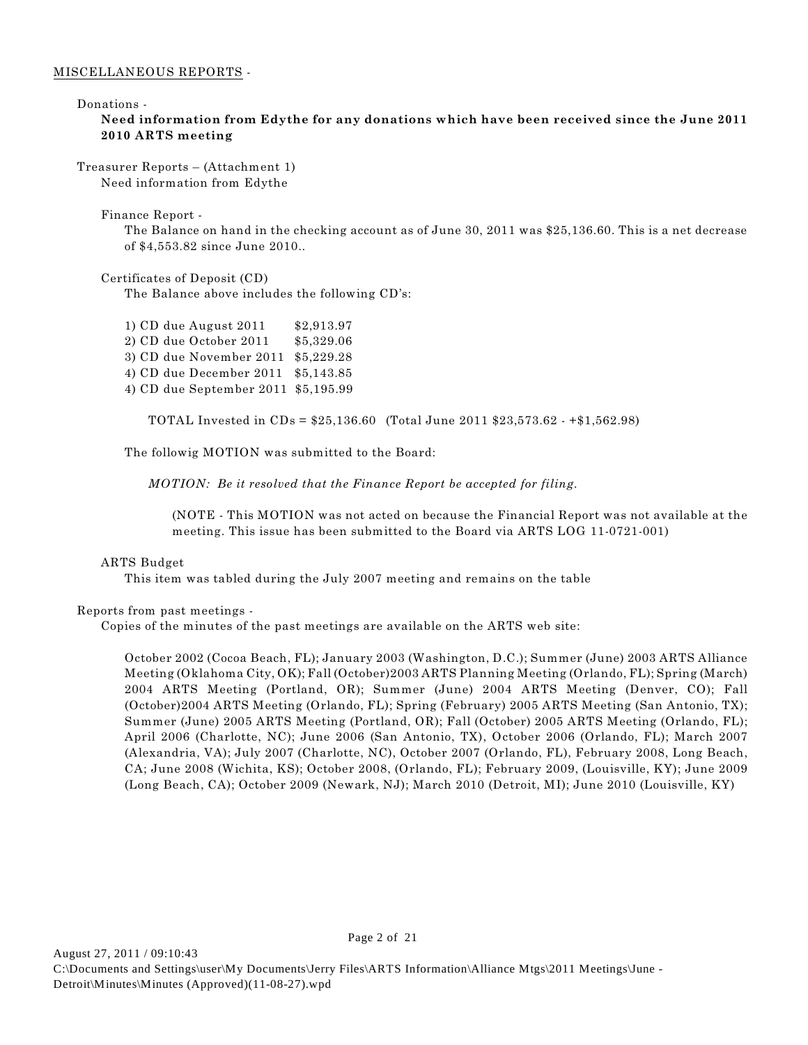MISCELLANEOUS REPORTS -

Donations -

**Need information from Edythe for any donations which have been received since the June 2011 2010 ARTS meeting**

Treasurer Reports – (Attachment 1)

Need information from Edythe

Finance Report -

The Balance on hand in the checking account as of June 30, 2011 was $25,136.60. This is a net decrease of $4,553.82 since June 2010..

Certificates of Deposit (CD)

The Balance above includes the following CD's:

1) CD due August 2011 $2,913.97
2) CD due October 2011 $5,329.06
3) CD due November 2011 $5,229.28
4) CD due December 2011 $5,143.85
4) CD due September 2011 $5,195.99

TOTAL Invested in CDs = $25,136.60 (Total June 2011 $23,573.62 - +$1,562.98)

The followig MOTION was submitted to the Board:

*MOTION: Be it resolved that the Finance Report be accepted for filing.*

(NOTE - This MOTION was not acted on because the Financial Report was not available at the meeting. This issue has been submitted to the Board via ARTS LOG 11-0721-001)

ARTS Budget

This item was tabled during the July 2007 meeting and remains on the table

Reports from past meetings -

Copies of the minutes of the past meetings are available on the ARTS web site:

October 2002 (Cocoa Beach, FL); January 2003 (Washington, D.C.); Summer (June) 2003 ARTS Alliance Meeting (Oklahoma City, OK); Fall (October)2003 ARTS Planning Meeting (Orlando, FL); Spring (March) 2004 ARTS Meeting (Portland, OR); Summer (June) 2004 ARTS Meeting (Denver, CO); Fall (October)2004 ARTS Meeting (Orlando, FL); Spring (February) 2005 ARTS Meeting (San Antonio, TX); Summer (June) 2005 ARTS Meeting (Portland, OR); Fall (October) 2005 ARTS Meeting (Orlando, FL); April 2006 (Charlotte, NC); June 2006 (San Antonio, TX), October 2006 (Orlando, FL); March 2007 (Alexandria, VA); July 2007 (Charlotte, NC), October 2007 (Orlando, FL), February 2008, Long Beach, CA; June 2008 (Wichita, KS); October 2008, (Orlando, FL); February 2009, (Louisville, KY); June 2009 (Long Beach, CA); October 2009 (Newark, NJ); March 2010 (Detroit, MI); June 2010 (Louisville, KY)

August 27, 2011 / 09:10:43
C:\Documents and Settings\user\My Documents\Jerry Files\ARTS Information\Alliance Mtgs\2011 Meetings\June - Detroit\Minutes\Minutes (Approved)(11-08-27).wpd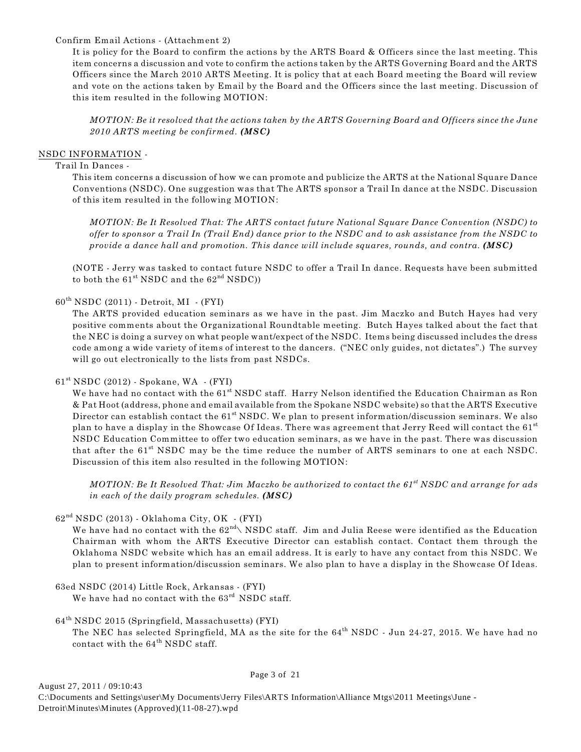Confirm Email Actions - (Attachment 2)

It is policy for the Board to confirm the actions by the ARTS Board & Officers since the last meeting. This item concerns a discussion and vote to confirm the actions taken by the ARTS Governing Board and the ARTS Officers since the March 2010 ARTS Meeting. It is policy that at each Board meeting the Board will review and vote on the actions taken by Email by the Board and the Officers since the last meeting. Discussion of this item resulted in the following MOTION:

> *MOTION: Be it resolved that the actions taken by the ARTS Governing Board and Officers since the June 2010 ARTS meeting be confirmed.* ***(MSC)***

<u>NSDC INFORMATION</u> -

Trail In Dances -

This item concerns a discussion of how we can promote and publicize the ARTS at the National Square Dance Conventions (NSDC). One suggestion was that The ARTS sponsor a Trail In dance at the NSDC. Discussion of this item resulted in the following MOTION:

> *MOTION: Be It Resolved That: The ARTS contact future National Square Dance Convention (NSDC) to offer to sponsor a Trail In (Trail End) dance prior to the NSDC and to ask assistance from the NSDC to provide a dance hall and promotion. This dance will include squares, rounds, and contra.* ***(MSC)***

(NOTE - Jerry was tasked to contact future NSDC to offer a Trail In dance. Requests have been submitted to both the 61st NSDC and the 62nd NSDC))

60th NSDC (2011) - Detroit, MI - (FYI)

The ARTS provided education seminars as we have in the past. Jim Maczko and Butch Hayes had very positive comments about the Organizational Roundtable meeting. Butch Hayes talked about the fact that the NEC is doing a survey on what people want/expect of the NSDC. Items being discussed includes the dress code among a wide variety of items of interest to the dancers. ("NEC only guides, not dictates".) The survey will go out electronically to the lists from past NSDCs.

61st NSDC (2012) - Spokane, WA - (FYI)

We have had no contact with the 61st NSDC staff. Harry Nelson identified the Education Chairman as Ron & Pat Hoot (address, phone and email available from the Spokane NSDC website) so that the ARTS Executive Director can establish contact the 61st NSDC. We plan to present information/discussion seminars. We also plan to have a display in the Showcase Of Ideas. There was agreement that Jerry Reed will contact the 61st NSDC Education Committee to offer two education seminars, as we have in the past. There was discussion that after the 61st NSDC may be the time reduce the number of ARTS seminars to one at each NSDC. Discussion of this item also resulted in the following MOTION:

> *MOTION: Be It Resolved That: Jim Maczko be authorized to contact the 61st NSDC and arrange for ads in each of the daily program schedules.* ***(MSC)***

62nd NSDC (2013) - Oklahoma City, OK - (FYI)

We have had no contact with the 62nd\ NSDC staff. Jim and Julia Reese were identified as the Education Chairman with whom the ARTS Executive Director can establish contact. Contact them through the Oklahoma NSDC website which has an email address. It is early to have any contact from this NSDC. We plan to present information/discussion seminars. We also plan to have a display in the Showcase Of Ideas.

63ed NSDC (2014) Little Rock, Arkansas - (FYI)

We have had no contact with the 63rd NSDC staff.

64th NSDC 2015 (Springfield, Massachusetts) (FYI)

The NEC has selected Springfield, MA as the site for the 64th NSDC - Jun 24-27, 2015. We have had no contact with the 64th NSDC staff.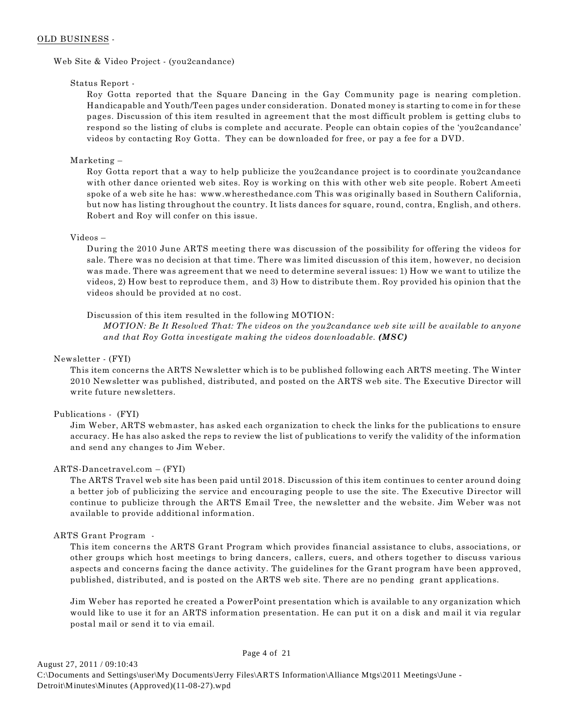OLD BUSINESS -

Web Site & Video Project - (you2candance)

Status Report -

Roy Gotta reported that the Square Dancing in the Gay Community page is nearing completion. Handicapable and Youth/Teen pages under consideration. Donated money is starting to come in for these pages. Discussion of this item resulted in agreement that the most difficult problem is getting clubs to respond so the listing of clubs is complete and accurate. People can obtain copies of the 'you2candance' videos by contacting Roy Gotta. They can be downloaded for free, or pay a fee for a DVD.

Marketing –

Roy Gotta report that a way to help publicize the you2candance project is to coordinate you2candance with other dance oriented web sites. Roy is working on this with other web site people. Robert Ameeti spoke of a web site he has: www.wheresthedance.com This was originally based in Southern California, but now has listing throughout the country. It lists dances for square, round, contra, English, and others. Robert and Roy will confer on this issue.

Videos –

During the 2010 June ARTS meeting there was discussion of the possibility for offering the videos for sale. There was no decision at that time. There was limited discussion of this item, however, no decision was made. There was agreement that we need to determine several issues: 1) How we want to utilize the videos, 2) How best to reproduce them, and 3) How to distribute them. Roy provided his opinion that the videos should be provided at no cost.

Discussion of this item resulted in the following MOTION:

*MOTION: Be It Resolved That: The videos on the you2candance web site will be available to anyone and that Roy Gotta investigate making the videos downloadable.* ***(MSC)***

Newsletter - (FYI)

This item concerns the ARTS Newsletter which is to be published following each ARTS meeting. The Winter 2010 Newsletter was published, distributed, and posted on the ARTS web site. The Executive Director will write future newsletters.

Publications - (FYI)

Jim Weber, ARTS webmaster, has asked each organization to check the links for the publications to ensure accuracy. He has also asked the reps to review the list of publications to verify the validity of the information and send any changes to Jim Weber.

ARTS-Dancetravel.com – (FYI)

The ARTS Travel web site has been paid until 2018. Discussion of this item continues to center around doing a better job of publicizing the service and encouraging people to use the site. The Executive Director will continue to publicize through the ARTS Email Tree, the newsletter and the website. Jim Weber was not available to provide additional information.

ARTS Grant Program -

This item concerns the ARTS Grant Program which provides financial assistance to clubs, associations, or other groups which host meetings to bring dancers, callers, cuers, and others together to discuss various aspects and concerns facing the dance activity. The guidelines for the Grant program have been approved, published, distributed, and is posted on the ARTS web site. There are no pending grant applications.

Jim Weber has reported he created a PowerPoint presentation which is available to any organization which would like to use it for an ARTS information presentation. He can put it on a disk and mail it via regular postal mail or send it to via email.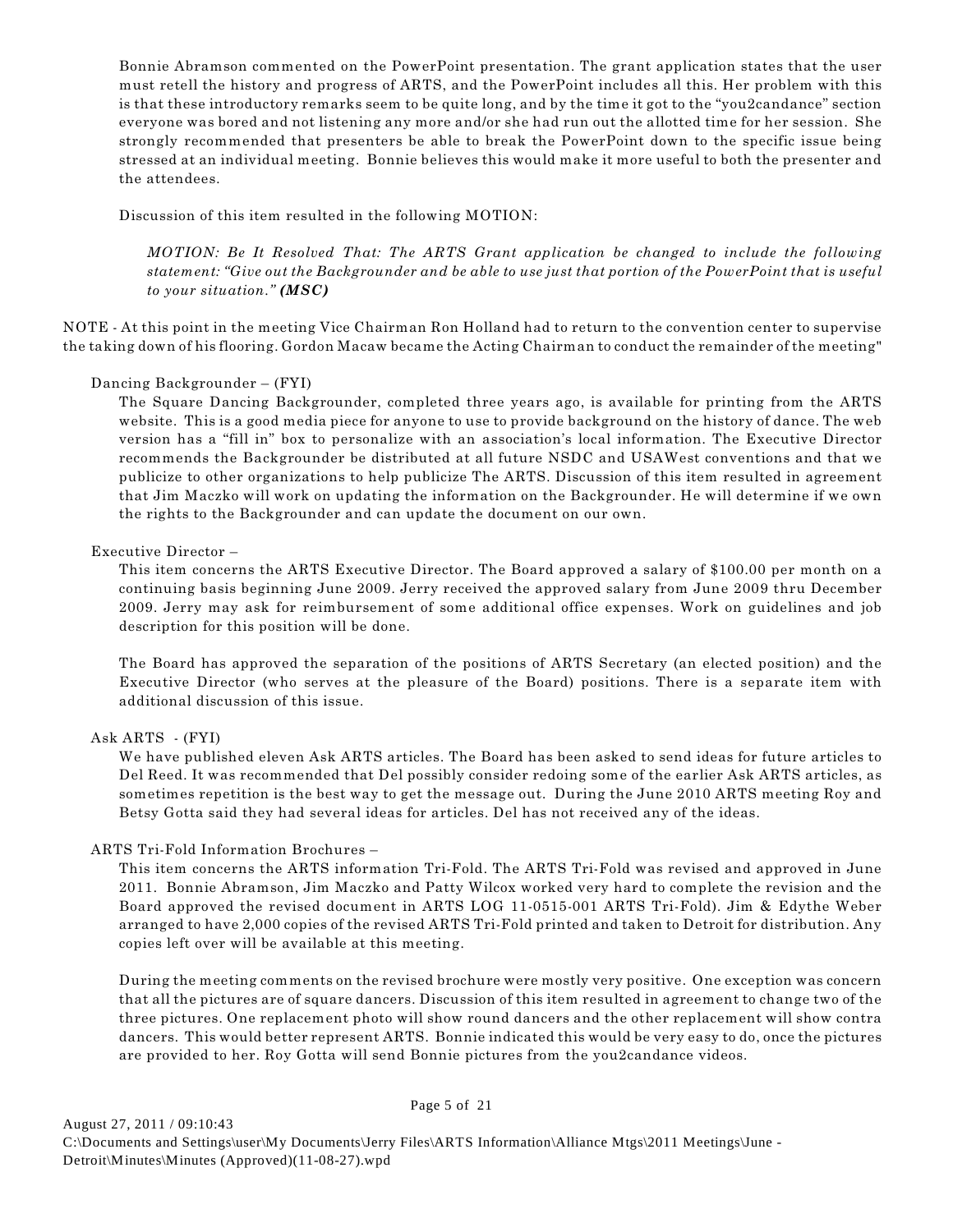Bonnie Abramson commented on the PowerPoint presentation. The grant application states that the user must retell the history and progress of ARTS, and the PowerPoint includes all this. Her problem with this is that these introductory remarks seem to be quite long, and by the time it got to the "you2candance" section everyone was bored and not listening any more and/or she had run out the allotted time for her session. She strongly recommended that presenters be able to break the PowerPoint down to the specific issue being stressed at an individual meeting. Bonnie believes this would make it more useful to both the presenter and the attendees.

Discussion of this item resulted in the following MOTION:

> *MOTION: Be It Resolved That: The ARTS Grant application be changed to include the following statement: "Give out the Backgrounder and be able to use just that portion of the PowerPoint that is useful to your situation."* ***(MSC)***

NOTE - At this point in the meeting Vice Chairman Ron Holland had to return to the convention center to supervise the taking down of his flooring. Gordon Macaw became the Acting Chairman to conduct the remainder of the meeting"

Dancing Backgrounder – (FYI)

The Square Dancing Backgrounder, completed three years ago, is available for printing from the ARTS website. This is a good media piece for anyone to use to provide background on the history of dance. The web version has a "fill in" box to personalize with an association's local information. The Executive Director recommends the Backgrounder be distributed at all future NSDC and USAWest conventions and that we publicize to other organizations to help publicize The ARTS. Discussion of this item resulted in agreement that Jim Maczko will work on updating the information on the Backgrounder. He will determine if we own the rights to the Backgrounder and can update the document on our own.

Executive Director –

This item concerns the ARTS Executive Director. The Board approved a salary of $100.00 per month on a continuing basis beginning June 2009. Jerry received the approved salary from June 2009 thru December 2009. Jerry may ask for reimbursement of some additional office expenses. Work on guidelines and job description for this position will be done.

The Board has approved the separation of the positions of ARTS Secretary (an elected position) and the Executive Director (who serves at the pleasure of the Board) positions. There is a separate item with additional discussion of this issue.

Ask ARTS - (FYI)

We have published eleven Ask ARTS articles. The Board has been asked to send ideas for future articles to Del Reed. It was recommended that Del possibly consider redoing some of the earlier Ask ARTS articles, as sometimes repetition is the best way to get the message out. During the June 2010 ARTS meeting Roy and Betsy Gotta said they had several ideas for articles. Del has not received any of the ideas.

ARTS Tri-Fold Information Brochures –

This item concerns the ARTS information Tri-Fold. The ARTS Tri-Fold was revised and approved in June 2011. Bonnie Abramson, Jim Maczko and Patty Wilcox worked very hard to complete the revision and the Board approved the revised document in ARTS LOG 11-0515-001 ARTS Tri-Fold). Jim & Edythe Weber arranged to have 2,000 copies of the revised ARTS Tri-Fold printed and taken to Detroit for distribution. Any copies left over will be available at this meeting.

During the meeting comments on the revised brochure were mostly very positive. One exception was concern that all the pictures are of square dancers. Discussion of this item resulted in agreement to change two of the three pictures. One replacement photo will show round dancers and the other replacement will show contra dancers. This would better represent ARTS. Bonnie indicated this would be very easy to do, once the pictures are provided to her. Roy Gotta will send Bonnie pictures from the you2candance videos.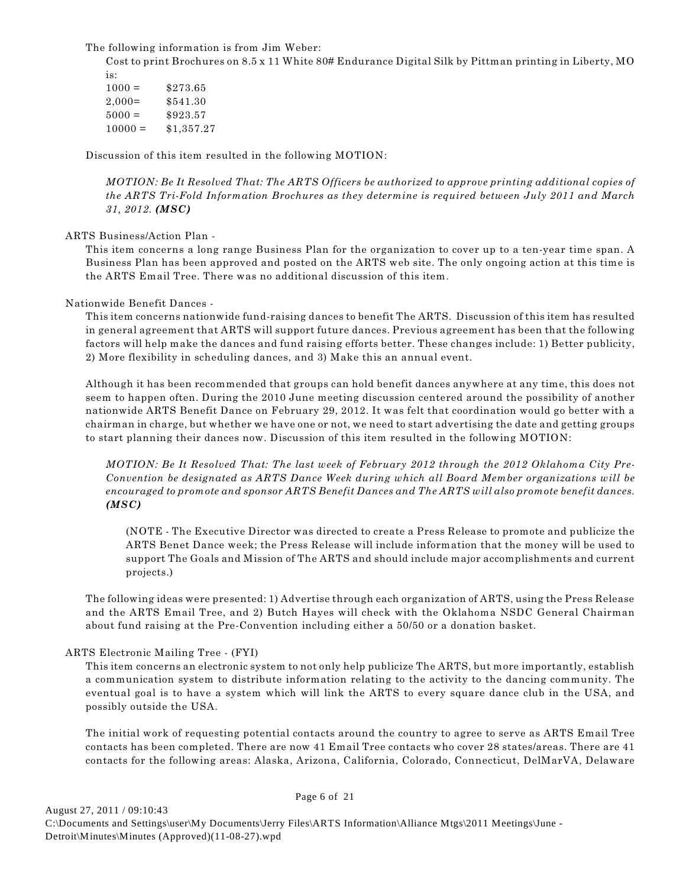The following information is from Jim Weber:

Cost to print Brochures on 8.5 x 11 White 80# Endurance Digital Silk by Pittman printing in Liberty, MO is:

| | |
|---|---|
| 1000 = | $273.65 |
| 2,000= | $541.30 |
| 5000 = | $923.57 |
| 10000 = | $1,357.27 |

Discussion of this item resulted in the following MOTION:

*MOTION: Be It Resolved That: The ARTS Officers be authorized to approve printing additional copies of the ARTS Tri-Fold Information Brochures as they determine is required between July 2011 and March 31, 2012.* ***(MSC)***

ARTS Business/Action Plan -

This item concerns a long range Business Plan for the organization to cover up to a ten-year time span. A Business Plan has been approved and posted on the ARTS web site. The only ongoing action at this time is the ARTS Email Tree. There was no additional discussion of this item.

Nationwide Benefit Dances -

This item concerns nationwide fund-raising dances to benefit The ARTS. Discussion of this item has resulted in general agreement that ARTS will support future dances. Previous agreement has been that the following factors will help make the dances and fund raising efforts better. These changes include: 1) Better publicity, 2) More flexibility in scheduling dances, and 3) Make this an annual event.

Although it has been recommended that groups can hold benefit dances anywhere at any time, this does not seem to happen often. During the 2010 June meeting discussion centered around the possibility of another nationwide ARTS Benefit Dance on February 29, 2012. It was felt that coordination would go better with a chairman in charge, but whether we have one or not, we need to start advertising the date and getting groups to start planning their dances now. Discussion of this item resulted in the following MOTION:

*MOTION: Be It Resolved That: The last week of February 2012 through the 2012 Oklahoma City Pre-Convention be designated as ARTS Dance Week during which all Board Member organizations will be encouraged to promote and sponsor ARTS Benefit Dances and The ARTS will also promote benefit dances.* ***(MSC)***

(NOTE - The Executive Director was directed to create a Press Release to promote and publicize the ARTS Benet Dance week; the Press Release will include information that the money will be used to support The Goals and Mission of The ARTS and should include major accomplishments and current projects.)

The following ideas were presented: 1) Advertise through each organization of ARTS, using the Press Release and the ARTS Email Tree, and 2) Butch Hayes will check with the Oklahoma NSDC General Chairman about fund raising at the Pre-Convention including either a 50/50 or a donation basket.

ARTS Electronic Mailing Tree - (FYI)

This item concerns an electronic system to not only help publicize The ARTS, but more importantly, establish a communication system to distribute information relating to the activity to the dancing community. The eventual goal is to have a system which will link the ARTS to every square dance club in the USA, and possibly outside the USA.

The initial work of requesting potential contacts around the country to agree to serve as ARTS Email Tree contacts has been completed. There are now 41 Email Tree contacts who cover 28 states/areas. There are 41 contacts for the following areas: Alaska, Arizona, California, Colorado, Connecticut, DelMarVA, Delaware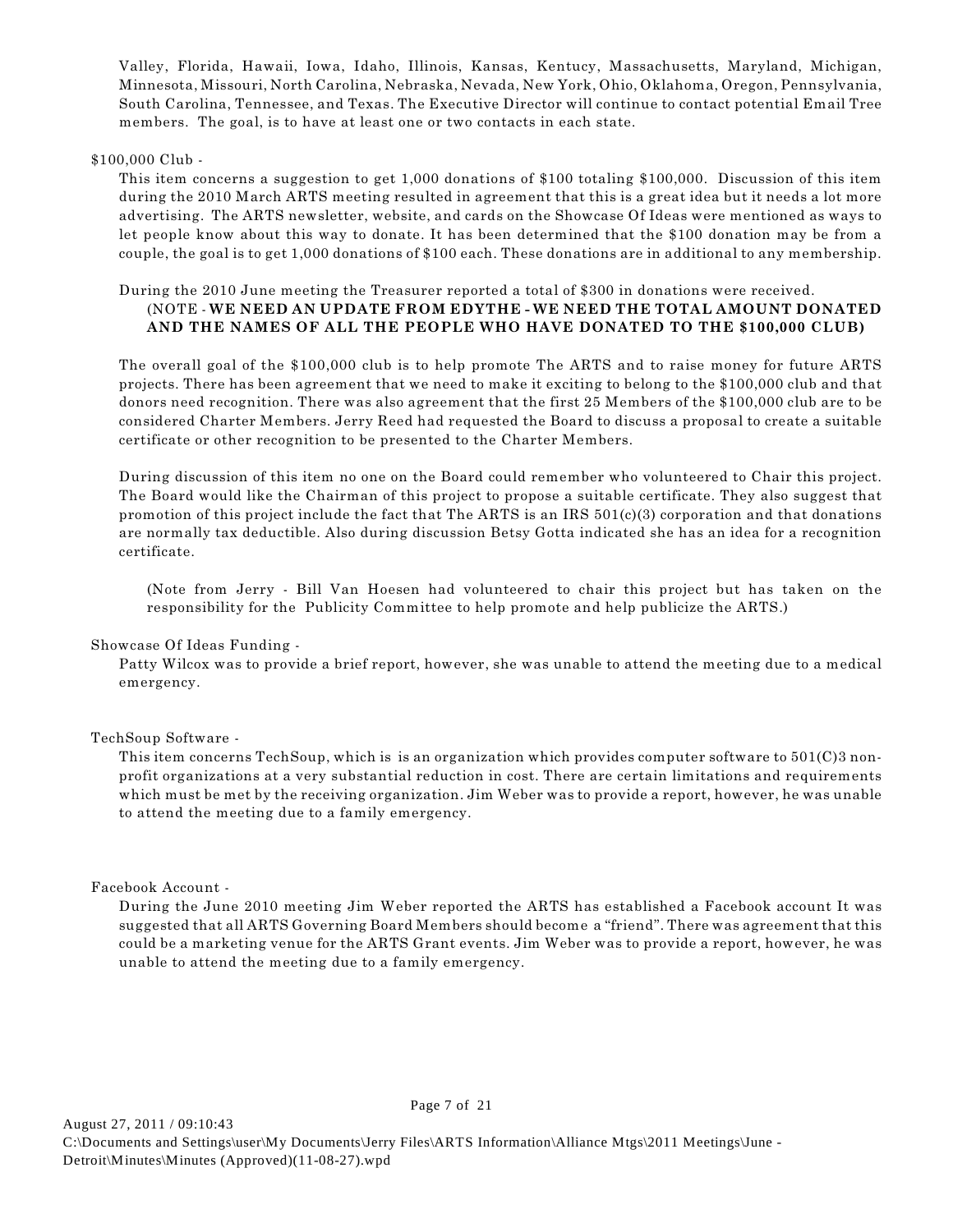Valley, Florida, Hawaii, Iowa, Idaho, Illinois, Kansas, Kentucy, Massachusetts, Maryland, Michigan, Minnesota, Missouri, North Carolina, Nebraska, Nevada, New York, Ohio, Oklahoma, Oregon, Pennsylvania, South Carolina, Tennessee, and Texas. The Executive Director will continue to contact potential Email Tree members. The goal, is to have at least one or two contacts in each state.

$100,000 Club -

This item concerns a suggestion to get 1,000 donations of $100 totaling $100,000. Discussion of this item during the 2010 March ARTS meeting resulted in agreement that this is a great idea but it needs a lot more advertising. The ARTS newsletter, website, and cards on the Showcase Of Ideas were mentioned as ways to let people know about this way to donate. It has been determined that the $100 donation may be from a couple, the goal is to get 1,000 donations of $100 each. These donations are in additional to any membership.

During the 2010 June meeting the Treasurer reported a total of $300 in donations were received.

(NOTE - **WE NEED AN UPDATE FROM EDYTHE - WE NEED THE TOTAL AMOUNT DONATED AND THE NAMES OF ALL THE PEOPLE WHO HAVE DONATED TO THE $100,000 CLUB)**

The overall goal of the $100,000 club is to help promote The ARTS and to raise money for future ARTS projects. There has been agreement that we need to make it exciting to belong to the $100,000 club and that donors need recognition. There was also agreement that the first 25 Members of the $100,000 club are to be considered Charter Members. Jerry Reed had requested the Board to discuss a proposal to create a suitable certificate or other recognition to be presented to the Charter Members.

During discussion of this item no one on the Board could remember who volunteered to Chair this project. The Board would like the Chairman of this project to propose a suitable certificate. They also suggest that promotion of this project include the fact that The ARTS is an IRS 501(c)(3) corporation and that donations are normally tax deductible. Also during discussion Betsy Gotta indicated she has an idea for a recognition certificate.

(Note from Jerry - Bill Van Hoesen had volunteered to chair this project but has taken on the responsibility for the Publicity Committee to help promote and help publicize the ARTS.)

Showcase Of Ideas Funding -

Patty Wilcox was to provide a brief report, however, she was unable to attend the meeting due to a medical emergency.

TechSoup Software -

This item concerns TechSoup, which is is an organization which provides computer software to 501(C)3 non-profit organizations at a very substantial reduction in cost. There are certain limitations and requirements which must be met by the receiving organization. Jim Weber was to provide a report, however, he was unable to attend the meeting due to a family emergency.

Facebook Account -

During the June 2010 meeting Jim Weber reported the ARTS has established a Facebook account It was suggested that all ARTS Governing Board Members should become a "friend". There was agreement that this could be a marketing venue for the ARTS Grant events. Jim Weber was to provide a report, however, he was unable to attend the meeting due to a family emergency.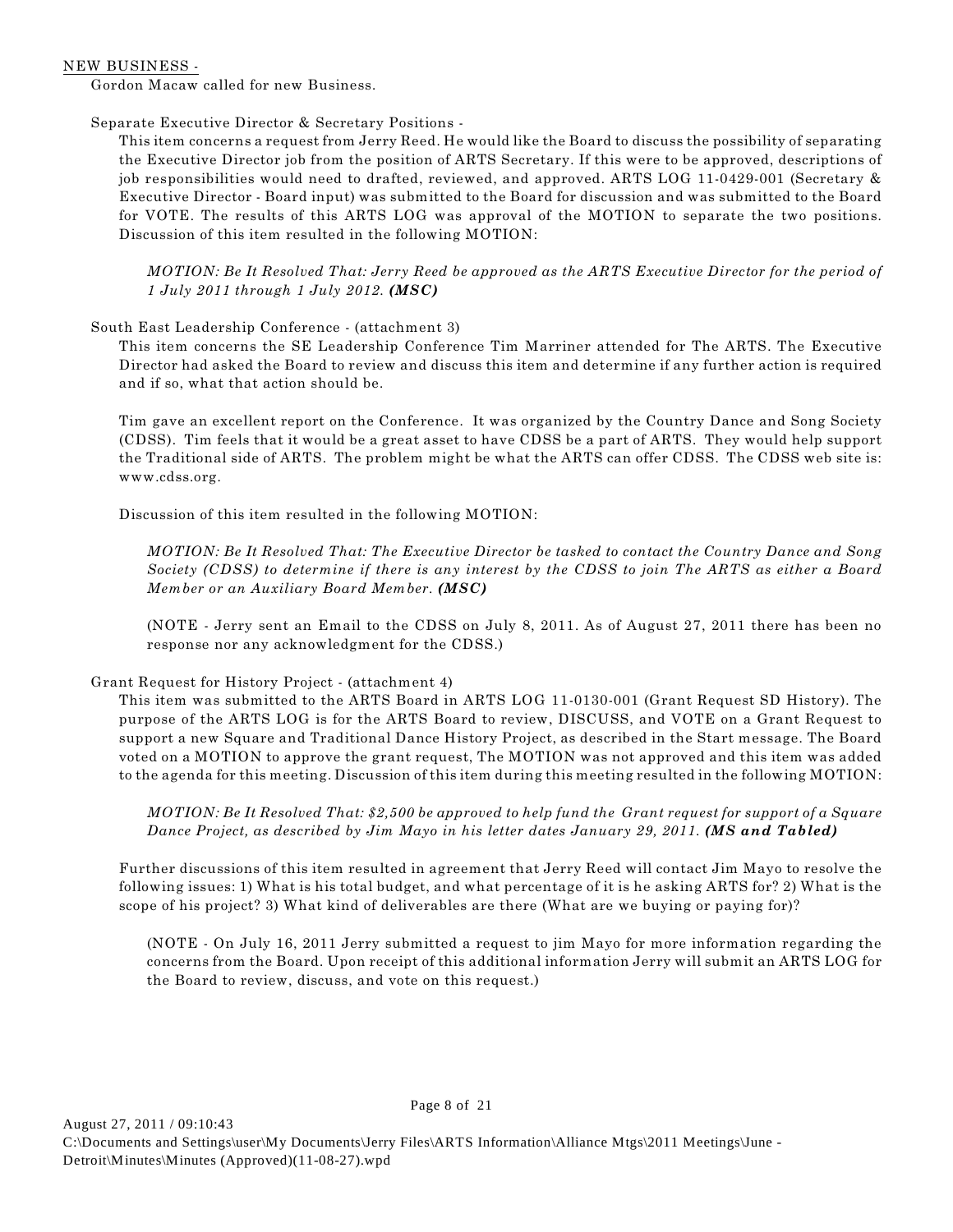NEW BUSINESS -

Gordon Macaw called for new Business.

Separate Executive Director & Secretary Positions -

This item concerns a request from Jerry Reed. He would like the Board to discuss the possibility of separating the Executive Director job from the position of ARTS Secretary. If this were to be approved, descriptions of job responsibilities would need to drafted, reviewed, and approved. ARTS LOG 11-0429-001 (Secretary & Executive Director - Board input) was submitted to the Board for discussion and was submitted to the Board for VOTE. The results of this ARTS LOG was approval of the MOTION to separate the two positions. Discussion of this item resulted in the following MOTION:

> *MOTION: Be It Resolved That: Jerry Reed be approved as the ARTS Executive Director for the period of 1 July 2011 through 1 July 2012.* ***(MSC)***

South East Leadership Conference - (attachment 3)

This item concerns the SE Leadership Conference Tim Marriner attended for The ARTS. The Executive Director had asked the Board to review and discuss this item and determine if any further action is required and if so, what that action should be.

Tim gave an excellent report on the Conference. It was organized by the Country Dance and Song Society (CDSS). Tim feels that it would be a great asset to have CDSS be a part of ARTS. They would help support the Traditional side of ARTS. The problem might be what the ARTS can offer CDSS. The CDSS web site is: www.cdss.org.

Discussion of this item resulted in the following MOTION:

> *MOTION: Be It Resolved That: The Executive Director be tasked to contact the Country Dance and Song Society (CDSS) to determine if there is any interest by the CDSS to join The ARTS as either a Board Member or an Auxiliary Board Member.* ***(MSC)***

(NOTE - Jerry sent an Email to the CDSS on July 8, 2011. As of August 27, 2011 there has been no response nor any acknowledgment for the CDSS.)

Grant Request for History Project - (attachment 4)

This item was submitted to the ARTS Board in ARTS LOG 11-0130-001 (Grant Request SD History). The purpose of the ARTS LOG is for the ARTS Board to review, DISCUSS, and VOTE on a Grant Request to support a new Square and Traditional Dance History Project, as described in the Start message. The Board voted on a MOTION to approve the grant request, The MOTION was not approved and this item was added to the agenda for this meeting. Discussion of this item during this meeting resulted in the following MOTION:

> *MOTION: Be It Resolved That: $2,500 be approved to help fund the Grant request for support of a Square Dance Project, as described by Jim Mayo in his letter dates January 29, 2011.* ***(MS and Tabled)***

Further discussions of this item resulted in agreement that Jerry Reed will contact Jim Mayo to resolve the following issues: 1) What is his total budget, and what percentage of it is he asking ARTS for? 2) What is the scope of his project? 3) What kind of deliverables are there (What are we buying or paying for)?

(NOTE - On July 16, 2011 Jerry submitted a request to jim Mayo for more information regarding the concerns from the Board. Upon receipt of this additional information Jerry will submit an ARTS LOG for the Board to review, discuss, and vote on this request.)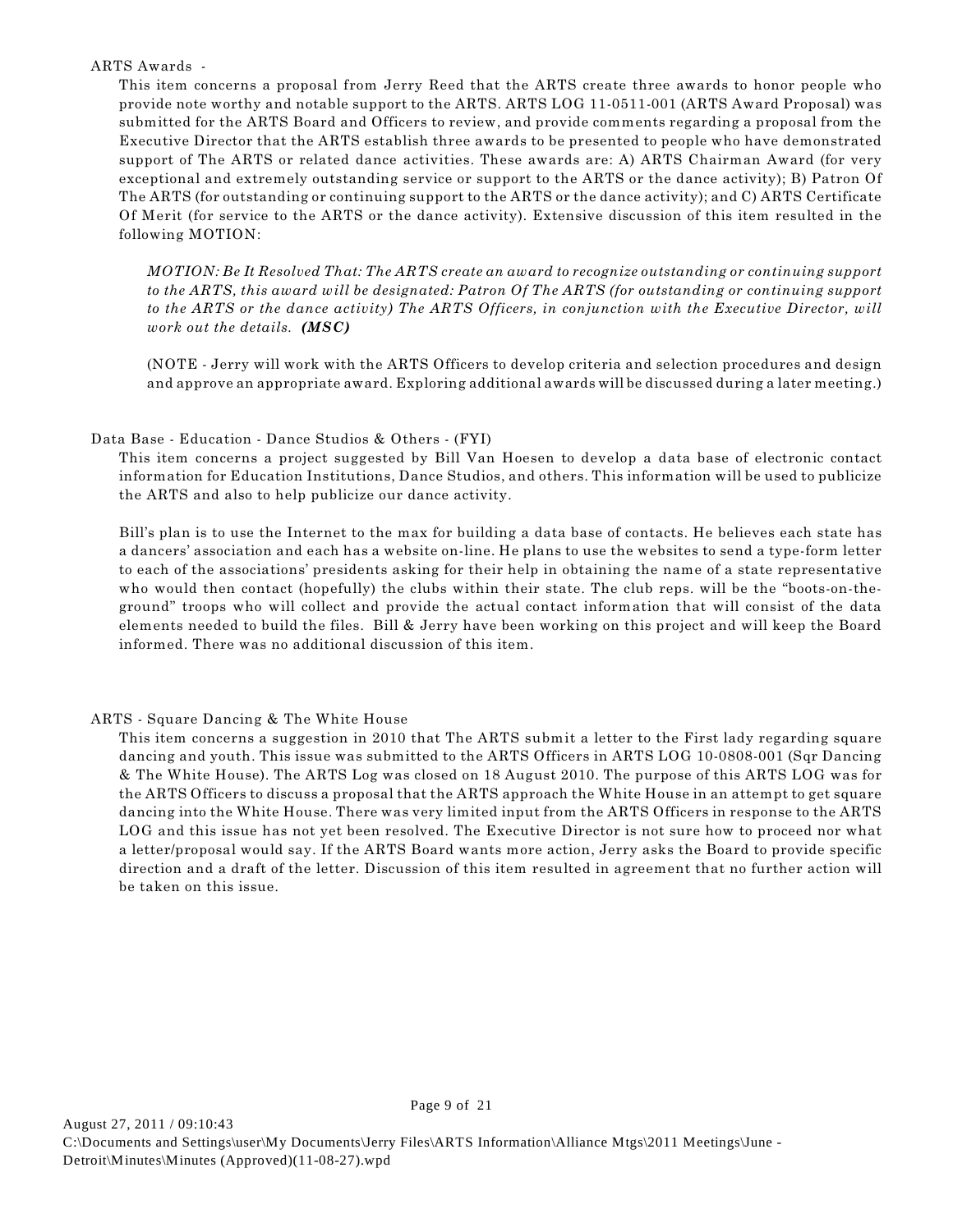ARTS Awards -

This item concerns a proposal from Jerry Reed that the ARTS create three awards to honor people who provide note worthy and notable support to the ARTS. ARTS LOG 11-0511-001 (ARTS Award Proposal) was submitted for the ARTS Board and Officers to review, and provide comments regarding a proposal from the Executive Director that the ARTS establish three awards to be presented to people who have demonstrated support of The ARTS or related dance activities. These awards are: A) ARTS Chairman Award (for very exceptional and extremely outstanding service or support to the ARTS or the dance activity); B) Patron Of The ARTS (for outstanding or continuing support to the ARTS or the dance activity); and C) ARTS Certificate Of Merit (for service to the ARTS or the dance activity). Extensive discussion of this item resulted in the following MOTION:

*MOTION: Be It Resolved That: The ARTS create an award to recognize outstanding or continuing support to the ARTS, this award will be designated: Patron Of The ARTS (for outstanding or continuing support to the ARTS or the dance activity) The ARTS Officers, in conjunction with the Executive Director, will work out the details.* ***(MSC)***

(NOTE - Jerry will work with the ARTS Officers to develop criteria and selection procedures and design and approve an appropriate award. Exploring additional awards will be discussed during a later meeting.)

Data Base - Education - Dance Studios & Others - (FYI)

This item concerns a project suggested by Bill Van Hoesen to develop a data base of electronic contact information for Education Institutions, Dance Studios, and others. This information will be used to publicize the ARTS and also to help publicize our dance activity.

Bill's plan is to use the Internet to the max for building a data base of contacts. He believes each state has a dancers' association and each has a website on-line. He plans to use the websites to send a type-form letter to each of the associations' presidents asking for their help in obtaining the name of a state representative who would then contact (hopefully) the clubs within their state. The club reps. will be the "boots-on-the-ground" troops who will collect and provide the actual contact information that will consist of the data elements needed to build the files. Bill & Jerry have been working on this project and will keep the Board informed. There was no additional discussion of this item.

ARTS - Square Dancing & The White House

This item concerns a suggestion in 2010 that The ARTS submit a letter to the First lady regarding square dancing and youth. This issue was submitted to the ARTS Officers in ARTS LOG 10-0808-001 (Sqr Dancing & The White House). The ARTS Log was closed on 18 August 2010. The purpose of this ARTS LOG was for the ARTS Officers to discuss a proposal that the ARTS approach the White House in an attempt to get square dancing into the White House. There was very limited input from the ARTS Officers in response to the ARTS LOG and this issue has not yet been resolved. The Executive Director is not sure how to proceed nor what a letter/proposal would say. If the ARTS Board wants more action, Jerry asks the Board to provide specific direction and a draft of the letter. Discussion of this item resulted in agreement that no further action will be taken on this issue.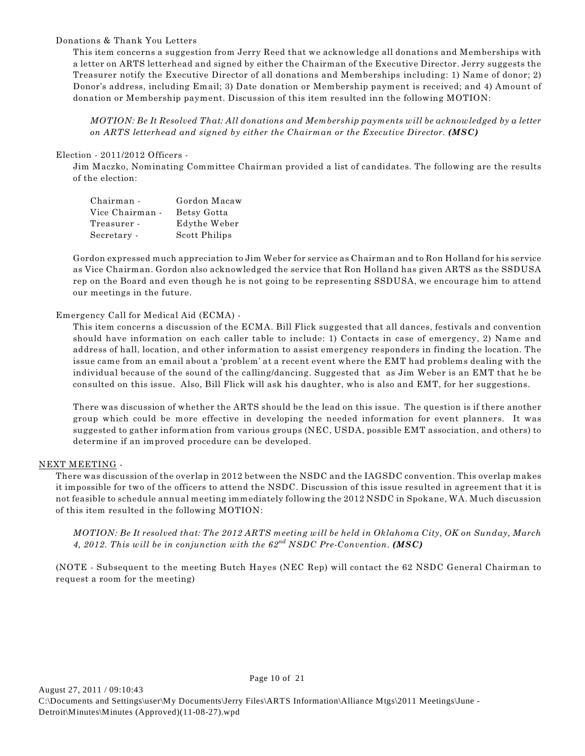Donations & Thank You Letters

This item concerns a suggestion from Jerry Reed that we acknowledge all donations and Memberships with a letter on ARTS letterhead and signed by either the Chairman of the Executive Director. Jerry suggests the Treasurer notify the Executive Director of all donations and Memberships including: 1) Name of donor; 2) Donor's address, including Email; 3) Date donation or Membership payment is received; and 4) Amount of donation or Membership payment. Discussion of this item resulted inn the following MOTION:

*MOTION: Be It Resolved That: All donations and Membership payments will be acknowledged by a letter on ARTS letterhead and signed by either the Chairman or the Executive Director. **(MSC)***

Election - 2011/2012 Officers -

Jim Maczko, Nominating Committee Chairman provided a list of candidates. The following are the results of the election:

| | |
|---|---|
| Chairman - | Gordon Macaw |
| Vice Chairman - | Betsy Gotta |
| Treasurer - | Edythe Weber |
| Secretary - | Scott Philips |

Gordon expressed much appreciation to Jim Weber for service as Chairman and to Ron Holland for his service as Vice Chairman. Gordon also acknowledged the service that Ron Holland has given ARTS as the SSDUSA rep on the Board and even though he is not going to be representing SSDUSA, we encourage him to attend our meetings in the future.

Emergency Call for Medical Aid (ECMA) -

This item concerns a discussion of the ECMA. Bill Flick suggested that all dances, festivals and convention should have information on each caller table to include: 1) Contacts in case of emergency, 2) Name and address of hall, location, and other information to assist emergency responders in finding the location. The issue came from an email about a 'problem' at a recent event where the EMT had problems dealing with the individual because of the sound of the calling/dancing. Suggested that as Jim Weber is an EMT that he be consulted on this issue. Also, Bill Flick will ask his daughter, who is also and EMT, for her suggestions.

There was discussion of whether the ARTS should be the lead on this issue. The question is if there another group which could be more effective in developing the needed information for event planners. It was suggested to gather information from various groups (NEC, USDA, possible EMT association, and others) to determine if an improved procedure can be developed.

NEXT MEETING -

There was discussion of the overlap in 2012 between the NSDC and the IAGSDC convention. This overlap makes it impossible for two of the officers to attend the NSDC. Discussion of this issue resulted in agreement that it is not feasible to schedule annual meeting immediately following the 2012 NSDC in Spokane, WA. Much discussion of this item resulted in the following MOTION:

*MOTION: Be It resolved that: The 2012 ARTS meeting will be held in Oklahoma City, OK on Sunday, March 4, 2012. This will be in conjunction with the 62nd NSDC Pre-Convention. **(MSC)***

(NOTE - Subsequent to the meeting Butch Hayes (NEC Rep) will contact the 62 NSDC General Chairman to request a room for the meeting)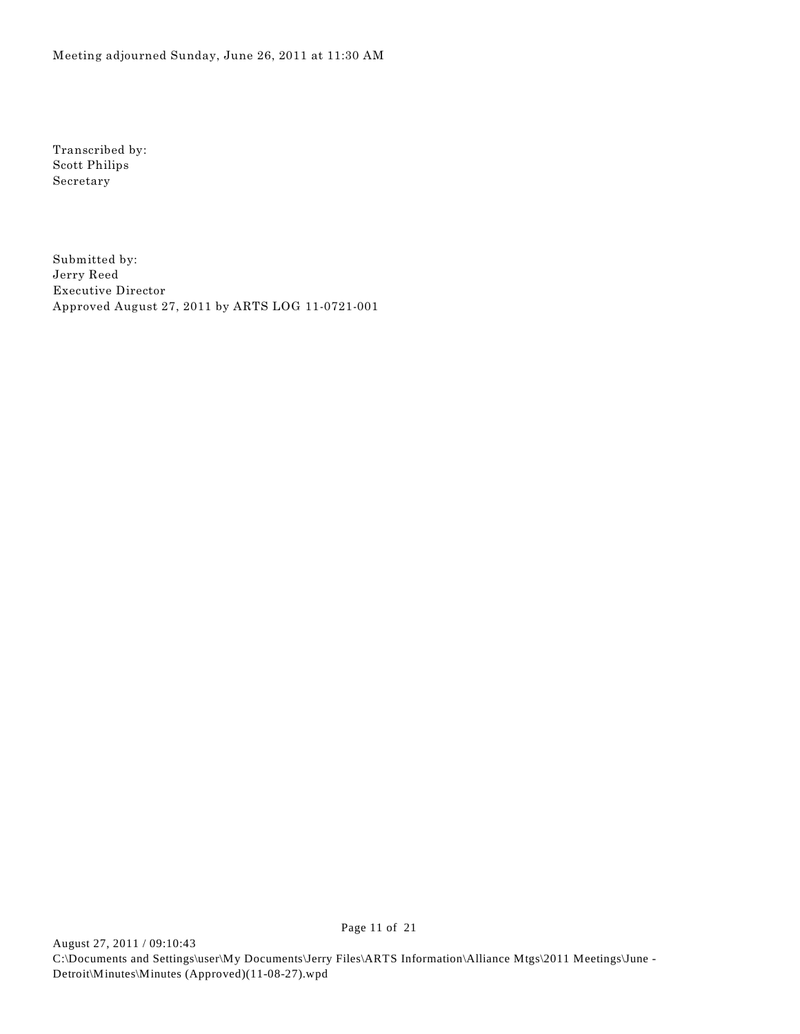Meeting adjourned Sunday, June 26, 2011 at 11:30 AM

Transcribed by:
Scott Philips
Secretary

Submitted by:
Jerry Reed
Executive Director
Approved August 27, 2011 by ARTS LOG 11-0721-001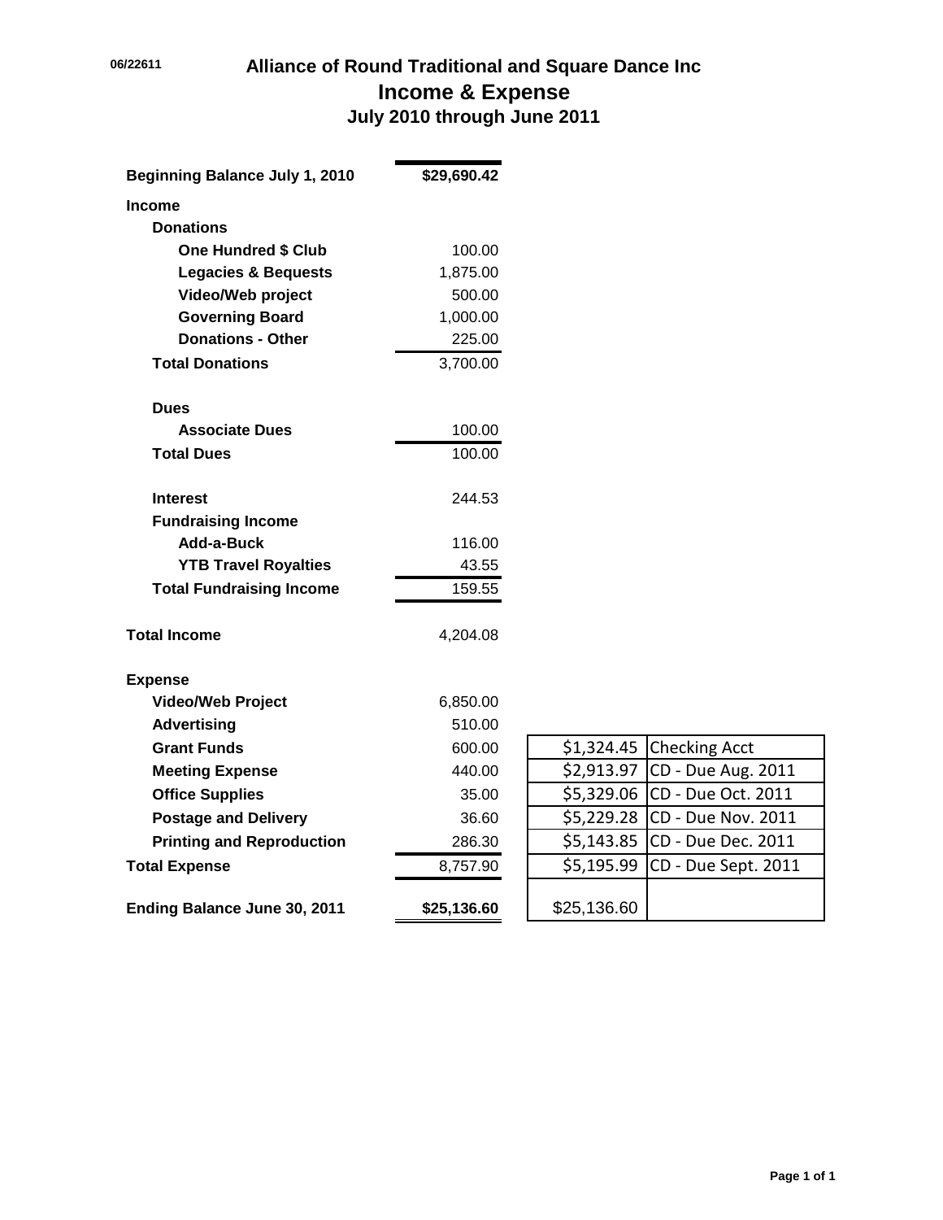06/22611

# Alliance of Round Traditional and Square Dance Inc

## Income & Expense

### July 2010 through June 2011

| | |
|---|---|
| **Beginning Balance July 1, 2010** | **$29,690.42** |
| **Income** | |
| **Donations** | |
| **One Hundred $ Club** | 100.00 |
| **Legacies & Bequests** | 1,875.00 |
| **Video/Web project** | 500.00 |
| **Governing Board** | 1,000.00 |
| **Donations - Other** | 225.00 |
| **Total Donations** | 3,700.00 |
| **Dues** | |
| **Associate Dues** | 100.00 |
| **Total Dues** | 100.00 |
| **Interest** | 244.53 |
| **Fundraising Income** | |
| **Add-a-Buck** | 116.00 |
| **YTB Travel Royalties** | 43.55 |
| **Total Fundraising Income** | 159.55 |
| **Total Income** | 4,204.08 |
| **Expense** | |
| **Video/Web Project** | 6,850.00 |
| **Advertising** | 510.00 |
| **Grant Funds** | 600.00 |
| **Meeting Expense** | 440.00 |
| **Office Supplies** | 35.00 |
| **Postage and Delivery** | 36.60 |
| **Printing and Reproduction** | 286.30 |
| **Total Expense** | 8,757.90 |
| **Ending Balance June 30, 2011** | **$25,136.60** |

| | |
|---|---|
| $1,324.45 | Checking Acct |
| $2,913.97 | CD - Due Aug. 2011 |
| $5,329.06 | CD - Due Oct. 2011 |
| $5,229.28 | CD - Due Nov. 2011 |
| $5,143.85 | CD - Due Dec. 2011 |
| $5,195.99 | CD - Due Sept. 2011 |
| $25,136.60 | |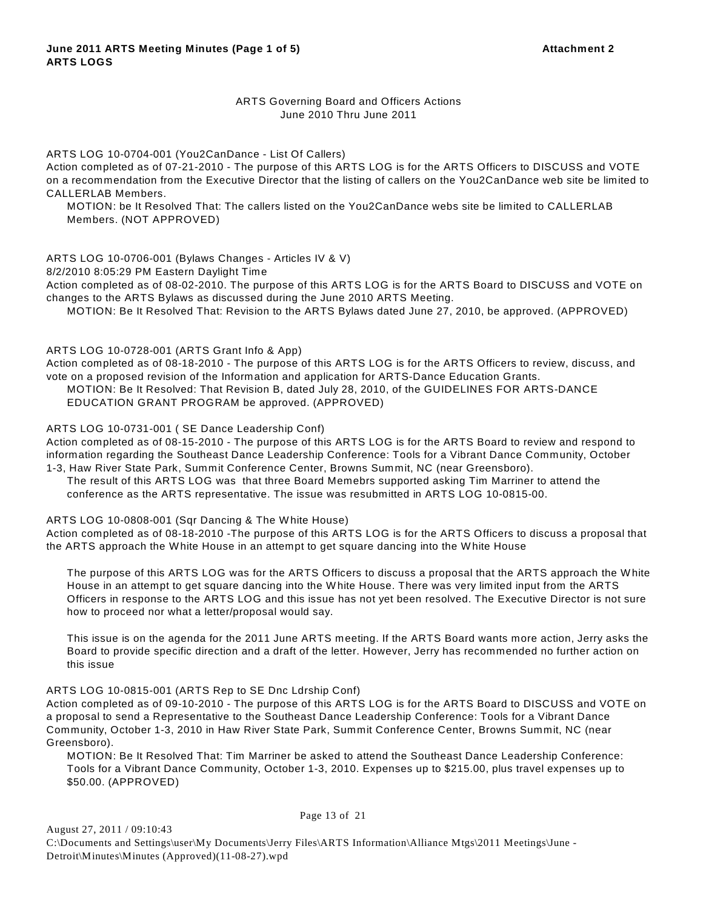**June 2011 ARTS Meeting Minutes (Page 1 of 5)** **Attachment 2**
**ARTS LOGS**

ARTS Governing Board and Officers Actions
June 2010 Thru June 2011

ARTS LOG 10-0704-001 (You2CanDance - List Of Callers)
Action completed as of 07-21-2010 - The purpose of this ARTS LOG is for the ARTS Officers to DISCUSS and VOTE on a recommendation from the Executive Director that the listing of callers on the You2CanDance web site be limited to CALLERLAB Members.

MOTION: be It Resolved That: The callers listed on the You2CanDance webs site be limited to CALLERLAB Members. (NOT APPROVED)

ARTS LOG 10-0706-001 (Bylaws Changes - Articles IV & V)
8/2/2010 8:05:29 PM Eastern Daylight Time
Action completed as of 08-02-2010. The purpose of this ARTS LOG is for the ARTS Board to DISCUSS and VOTE on changes to the ARTS Bylaws as discussed during the June 2010 ARTS Meeting.

MOTION: Be It Resolved That: Revision to the ARTS Bylaws dated June 27, 2010, be approved. (APPROVED)

ARTS LOG 10-0728-001 (ARTS Grant Info & App)
Action completed as of 08-18-2010 - The purpose of this ARTS LOG is for the ARTS Officers to review, discuss, and vote on a proposed revision of the Information and application for ARTS-Dance Education Grants.

MOTION: Be It Resolved: That Revision B, dated July 28, 2010, of the GUIDELINES FOR ARTS-DANCE EDUCATION GRANT PROGRAM be approved. (APPROVED)

ARTS LOG 10-0731-001 ( SE Dance Leadership Conf)
Action completed as of 08-15-2010 - The purpose of this ARTS LOG is for the ARTS Board to review and respond to information regarding the Southeast Dance Leadership Conference: Tools for a Vibrant Dance Community, October 1-3, Haw River State Park, Summit Conference Center, Browns Summit, NC (near Greensboro).

The result of this ARTS LOG was that three Board Memebrs supported asking Tim Marriner to attend the conference as the ARTS representative. The issue was resubmitted in ARTS LOG 10-0815-00.

ARTS LOG 10-0808-001 (Sqr Dancing & The White House)
Action completed as of 08-18-2010 -The purpose of this ARTS LOG is for the ARTS Officers to discuss a proposal that the ARTS approach the White House in an attempt to get square dancing into the White House

The purpose of this ARTS LOG was for the ARTS Officers to discuss a proposal that the ARTS approach the White House in an attempt to get square dancing into the White House. There was very limited input from the ARTS Officers in response to the ARTS LOG and this issue has not yet been resolved. The Executive Director is not sure how to proceed nor what a letter/proposal would say.

This issue is on the agenda for the 2011 June ARTS meeting. If the ARTS Board wants more action, Jerry asks the Board to provide specific direction and a draft of the letter. However, Jerry has recommended no further action on this issue

ARTS LOG 10-0815-001 (ARTS Rep to SE Dnc Ldrship Conf)
Action completed as of 09-10-2010 - The purpose of this ARTS LOG is for the ARTS Board to DISCUSS and VOTE on a proposal to send a Representative to the Southeast Dance Leadership Conference: Tools for a Vibrant Dance Community, October 1-3, 2010 in Haw River State Park, Summit Conference Center, Browns Summit, NC (near Greensboro).

MOTION: Be It Resolved That: Tim Marriner be asked to attend the Southeast Dance Leadership Conference: Tools for a Vibrant Dance Community, October 1-3, 2010. Expenses up to $215.00, plus travel expenses up to $50.00. (APPROVED)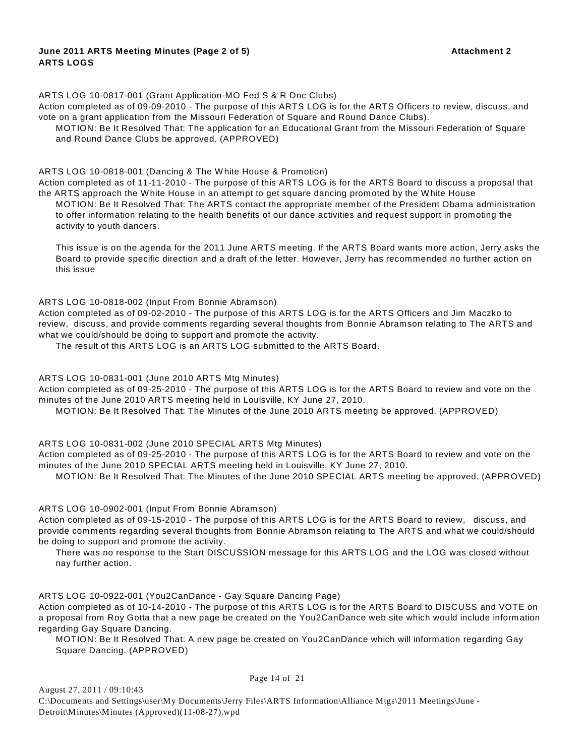**June 2011 ARTS Meeting Minutes (Page 2 of 5)** **Attachment 2**
**ARTS LOGS**

ARTS LOG 10-0817-001 (Grant Application-MO Fed S & R Dnc Clubs)
Action completed as of 09-09-2010 - The purpose of this ARTS LOG is for the ARTS Officers to review, discuss, and vote on a grant application from the Missouri Federation of Square and Round Dance Clubs).

> MOTION: Be It Resolved That: The application for an Educational Grant from the Missouri Federation of Square and Round Dance Clubs be approved. (APPROVED)

ARTS LOG 10-0818-001 (Dancing & The White House & Promotion)
Action completed as of 11-11-2010 - The purpose of this ARTS LOG is for the ARTS Board to discuss a proposal that the ARTS approach the White House in an attempt to get square dancing promoted by the White House

> MOTION: Be It Resolved That: The ARTS contact the appropriate member of the President Obama administration to offer information relating to the health benefits of our dance activities and request support in promoting the activity to youth dancers.
>
> This issue is on the agenda for the 2011 June ARTS meeting. If the ARTS Board wants more action, Jerry asks the Board to provide specific direction and a draft of the letter. However, Jerry has recommended no further action on this issue

ARTS LOG 10-0818-002 (Input From Bonnie Abramson)
Action completed as of 09-02-2010 - The purpose of this ARTS LOG is for the ARTS Officers and Jim Maczko to review, discuss, and provide comments regarding several thoughts from Bonnie Abramson relating to The ARTS and what we could/should be doing to support and promote the activity.

> The result of this ARTS LOG is an ARTS LOG submitted to the ARTS Board.

ARTS LOG 10-0831-001 (June 2010 ARTS Mtg Minutes)
Action completed as of 09-25-2010 - The purpose of this ARTS LOG is for the ARTS Board to review and vote on the minutes of the June 2010 ARTS meeting held in Louisville, KY June 27, 2010.

> MOTION: Be It Resolved That: The Minutes of the June 2010 ARTS meeting be approved. (APPROVED)

ARTS LOG 10-0831-002 (June 2010 SPECIAL ARTS Mtg Minutes)
Action completed as of 09-25-2010 - The purpose of this ARTS LOG is for the ARTS Board to review and vote on the minutes of the June 2010 SPECIAL ARTS meeting held in Louisville, KY June 27, 2010.

> MOTION: Be It Resolved That: The Minutes of the June 2010 SPECIAL ARTS meeting be approved. (APPROVED)

ARTS LOG 10-0902-001 (Input From Bonnie Abramson)
Action completed as of 09-15-2010 - The purpose of this ARTS LOG is for the ARTS Board to review, discuss, and provide comments regarding several thoughts from Bonnie Abramson relating to The ARTS and what we could/should be doing to support and promote the activity.

> There was no response to the Start DISCUSSION message for this ARTS LOG and the LOG was closed without nay further action.

ARTS LOG 10-0922-001 (You2CanDance - Gay Square Dancing Page)
Action completed as of 10-14-2010 - The purpose of this ARTS LOG is for the ARTS Board to DISCUSS and VOTE on a proposal from Roy Gotta that a new page be created on the You2CanDance web site which would include information regarding Gay Square Dancing.

> MOTION: Be It Resolved That: A new page be created on You2CanDance which will information regarding Gay Square Dancing. (APPROVED)

August 27, 2011 / 09:10:43
C:\Documents and Settings\user\My Documents\Jerry Files\ARTS Information\Alliance Mtgs\2011 Meetings\June - Detroit\Minutes\Minutes (Approved)(11-08-27).wpd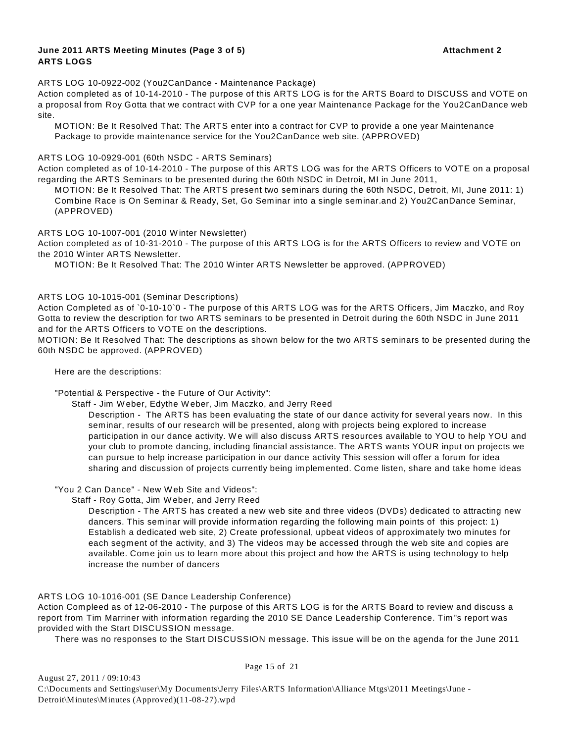**June 2011 ARTS Meeting Minutes (Page 3 of 5)** **Attachment 2**
**ARTS LOGS**

ARTS LOG 10-0922-002 (You2CanDance - Maintenance Package)
Action completed as of 10-14-2010 - The purpose of this ARTS LOG is for the ARTS Board to DISCUSS and VOTE on a proposal from Roy Gotta that we contract with CVP for a one year Maintenance Package for the You2CanDance web site.

MOTION: Be It Resolved That: The ARTS enter into a contract for CVP to provide a one year Maintenance Package to provide maintenance service for the You2CanDance web site. (APPROVED)

ARTS LOG 10-0929-001 (60th NSDC - ARTS Seminars)
Action completed as of 10-14-2010 - The purpose of this ARTS LOG was for the ARTS Officers to VOTE on a proposal regarding the ARTS Seminars to be presented during the 60th NSDC in Detroit, MI in June 2011,

MOTION: Be It Resolved That: The ARTS present two seminars during the 60th NSDC, Detroit, MI, June 2011: 1) Combine Race is On Seminar & Ready, Set, Go Seminar into a single seminar.and 2) You2CanDance Seminar, (APPROVED)

ARTS LOG 10-1007-001 (2010 Winter Newsletter)
Action completed as of 10-31-2010 - The purpose of this ARTS LOG is for the ARTS Officers to review and VOTE on the 2010 Winter ARTS Newsletter.

MOTION: Be It Resolved That: The 2010 Winter ARTS Newsletter be approved. (APPROVED)

ARTS LOG 10-1015-001 (Seminar Descriptions)
Action Completed as of `0-10-10`0 - The purpose of this ARTS LOG was for the ARTS Officers, Jim Maczko, and Roy Gotta to review the description for two ARTS seminars to be presented in Detroit during the 60th NSDC in June 2011 and for the ARTS Officers to VOTE on the descriptions.
MOTION: Be It Resolved That: The descriptions as shown below for the two ARTS seminars to be presented during the 60th NSDC be approved. (APPROVED)

Here are the descriptions:

"Potential & Perspective - the Future of Our Activity":

Staff - Jim Weber, Edythe Weber, Jim Maczko, and Jerry Reed

Description - The ARTS has been evaluating the state of our dance activity for several years now. In this seminar, results of our research will be presented, along with projects being explored to increase participation in our dance activity. We will also discuss ARTS resources available to YOU to help YOU and your club to promote dancing, including financial assistance. The ARTS wants YOUR input on projects we can pursue to help increase participation in our dance activity This session will offer a forum for idea sharing and discussion of projects currently being implemented. Come listen, share and take home ideas

"You 2 Can Dance" - New Web Site and Videos":

Staff - Roy Gotta, Jim Weber, and Jerry Reed

Description - The ARTS has created a new web site and three videos (DVDs) dedicated to attracting new dancers. This seminar will provide information regarding the following main points of this project: 1) Establish a dedicated web site, 2) Create professional, upbeat videos of approximately two minutes for each segment of the activity, and 3) The videos may be accessed through the web site and copies are available. Come join us to learn more about this project and how the ARTS is using technology to help increase the number of dancers

ARTS LOG 10-1016-001 (SE Dance Leadership Conference)
Action Compleed as of 12-06-2010 - The purpose of this ARTS LOG is for the ARTS Board to review and discuss a report from Tim Marriner with information regarding the 2010 SE Dance Leadership Conference. Tim''s report was provided with the Start DISCUSSION message.

There was no responses to the Start DISCUSSION message. This issue will be on the agenda for the June 2011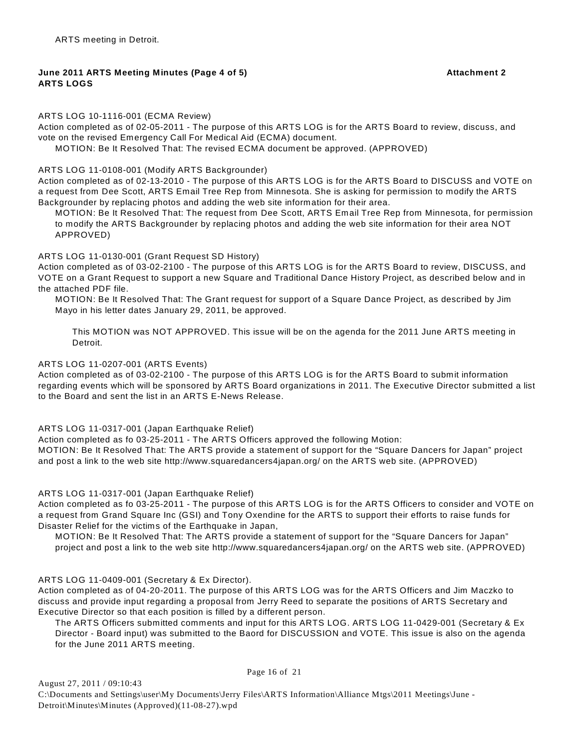ARTS meeting in Detroit.

**June 2011 ARTS Meeting Minutes (Page 4 of 5) Attachment 2**
**ARTS LOGS**

ARTS LOG 10-1116-001 (ECMA Review)
Action completed as of 02-05-2011 - The purpose of this ARTS LOG is for the ARTS Board to review, discuss, and vote on the revised Emergency Call For Medical Aid (ECMA) document.

MOTION: Be It Resolved That: The revised ECMA document be approved. (APPROVED)

ARTS LOG 11-0108-001 (Modify ARTS Backgrounder)
Action completed as of 02-13-2010 - The purpose of this ARTS LOG is for the ARTS Board to DISCUSS and VOTE on a request from Dee Scott, ARTS Email Tree Rep from Minnesota. She is asking for permission to modify the ARTS Backgrounder by replacing photos and adding the web site information for their area.

MOTION: Be It Resolved That: The request from Dee Scott, ARTS Email Tree Rep from Minnesota, for permission to modify the ARTS Backgrounder by replacing photos and adding the web site information for their area NOT APPROVED)

ARTS LOG 11-0130-001 (Grant Request SD History)
Action completed as of 03-02-2100 - The purpose of this ARTS LOG is for the ARTS Board to review, DISCUSS, and VOTE on a Grant Request to support a new Square and Traditional Dance History Project, as described below and in the attached PDF file.

MOTION: Be It Resolved That: The Grant request for support of a Square Dance Project, as described by Jim Mayo in his letter dates January 29, 2011, be approved.

This MOTION was NOT APPROVED. This issue will be on the agenda for the 2011 June ARTS meeting in Detroit.

ARTS LOG 11-0207-001 (ARTS Events)
Action completed as of 03-02-2100 - The purpose of this ARTS LOG is for the ARTS Board to submit information regarding events which will be sponsored by ARTS Board organizations in 2011. The Executive Director submitted a list to the Board and sent the list in an ARTS E-News Release.

ARTS LOG 11-0317-001 (Japan Earthquake Relief)
Action completed as fo 03-25-2011 - The ARTS Officers approved the following Motion:
MOTION: Be It Resolved That: The ARTS provide a statement of support for the “Square Dancers for Japan” project and post a link to the web site http://www.squaredancers4japan.org/ on the ARTS web site. (APPROVED)

ARTS LOG 11-0317-001 (Japan Earthquake Relief)
Action completed as fo 03-25-2011 - The purpose of this ARTS LOG is for the ARTS Officers to consider and VOTE on a request from Grand Square Inc (GSI) and Tony Oxendine for the ARTS to support their efforts to raise funds for Disaster Relief for the victims of the Earthquake in Japan,

MOTION: Be It Resolved That: The ARTS provide a statement of support for the “Square Dancers for Japan” project and post a link to the web site http://www.squaredancers4japan.org/ on the ARTS web site. (APPROVED)

ARTS LOG 11-0409-001 (Secretary & Ex Director).
Action completed as of 04-20-2011. The purpose of this ARTS LOG was for the ARTS Officers and Jim Maczko to discuss and provide input regarding a proposal from Jerry Reed to separate the positions of ARTS Secretary and Executive Director so that each position is filled by a different person.

The ARTS Officers submitted comments and input for this ARTS LOG. ARTS LOG 11-0429-001 (Secretary & Ex Director - Board input) was submitted to the Baord for DISCUSSION and VOTE. This issue is also on the agenda for the June 2011 ARTS meeting.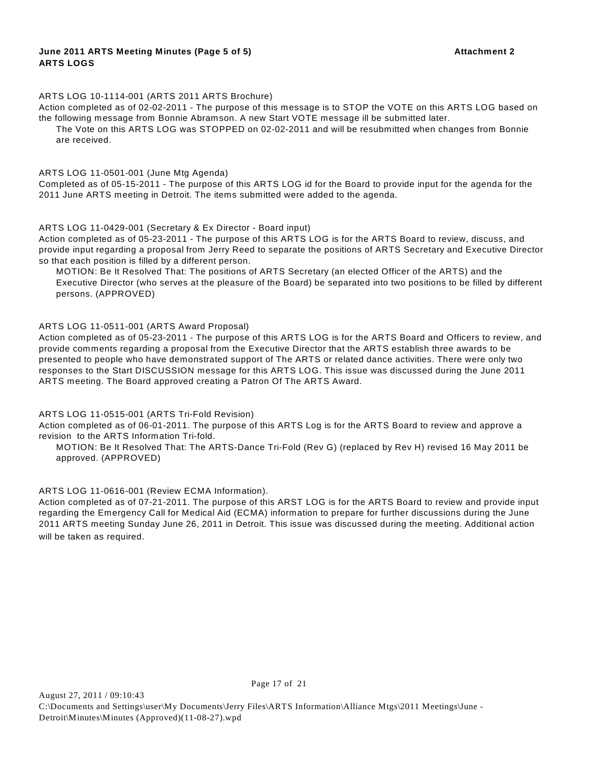**June 2011 ARTS Meeting Minutes (Page 5 of 5)** **Attachment 2**
**ARTS LOGS**

ARTS LOG 10-1114-001 (ARTS 2011 ARTS Brochure)
Action completed as of 02-02-2011 - The purpose of this message is to STOP the VOTE on this ARTS LOG based on the following message from Bonnie Abramson. A new Start VOTE message ill be submitted later.

> The Vote on this ARTS LOG was STOPPED on 02-02-2011 and will be resubmitted when changes from Bonnie are received.

ARTS LOG 11-0501-001 (June Mtg Agenda)
Completed as of 05-15-2011 - The purpose of this ARTS LOG id for the Board to provide input for the agenda for the 2011 June ARTS meeting in Detroit. The items submitted were added to the agenda.

ARTS LOG 11-0429-001 (Secretary & Ex Director - Board input)
Action completed as of 05-23-2011 - The purpose of this ARTS LOG is for the ARTS Board to review, discuss, and provide input regarding a proposal from Jerry Reed to separate the positions of ARTS Secretary and Executive Director so that each position is filled by a different person.

> MOTION: Be It Resolved That: The positions of ARTS Secretary (an elected Officer of the ARTS) and the Executive Director (who serves at the pleasure of the Board) be separated into two positions to be filled by different persons. (APPROVED)

ARTS LOG 11-0511-001 (ARTS Award Proposal)
Action completed as of 05-23-2011 - The purpose of this ARTS LOG is for the ARTS Board and Officers to review, and provide comments regarding a proposal from the Executive Director that the ARTS establish three awards to be presented to people who have demonstrated support of The ARTS or related dance activities. There were only two responses to the Start DISCUSSION message for this ARTS LOG. This issue was discussed during the June 2011 ARTS meeting. The Board approved creating a Patron Of The ARTS Award.

ARTS LOG 11-0515-001 (ARTS Tri-Fold Revision)
Action completed as of 06-01-2011. The purpose of this ARTS Log is for the ARTS Board to review and approve a revision to the ARTS Information Tri-fold.

> MOTION: Be It Resolved That: The ARTS-Dance Tri-Fold (Rev G) (replaced by Rev H) revised 16 May 2011 be approved. (APPROVED)

ARTS LOG 11-0616-001 (Review ECMA Information).
Action completed as of 07-21-2011. The purpose of this ARST LOG is for the ARTS Board to review and provide input regarding the Emergency Call for Medical Aid (ECMA) information to prepare for further discussions during the June 2011 ARTS meeting Sunday June 26, 2011 in Detroit. This issue was discussed during the meeting. Additional action will be taken as required.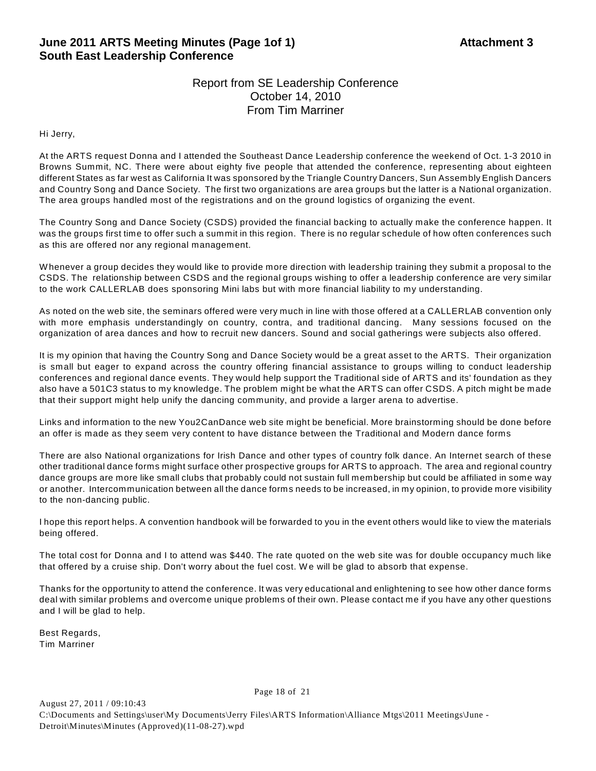**June 2011 ARTS Meeting Minutes (Page 1of 1)** **Attachment 3**
**South East Leadership Conference**

Report from SE Leadership Conference
October 14, 2010
From Tim Marriner

Hi Jerry,

At the ARTS request Donna and I attended the Southeast Dance Leadership conference the weekend of Oct. 1-3 2010 in Browns Summit, NC. There were about eighty five people that attended the conference, representing about eighteen different States as far west as California It was sponsored by the Triangle Country Dancers, Sun Assembly English Dancers and Country Song and Dance Society. The first two organizations are area groups but the latter is a National organization. The area groups handled most of the registrations and on the ground logistics of organizing the event.

The Country Song and Dance Society (CSDS) provided the financial backing to actually make the conference happen. It was the groups first time to offer such a summit in this region. There is no regular schedule of how often conferences such as this are offered nor any regional management.

Whenever a group decides they would like to provide more direction with leadership training they submit a proposal to the CSDS. The relationship between CSDS and the regional groups wishing to offer a leadership conference are very similar to the work CALLERLAB does sponsoring Mini labs but with more financial liability to my understanding.

As noted on the web site, the seminars offered were very much in line with those offered at a CALLERLAB convention only with more emphasis understandingly on country, contra, and traditional dancing. Many sessions focused on the organization of area dances and how to recruit new dancers. Sound and social gatherings were subjects also offered.

It is my opinion that having the Country Song and Dance Society would be a great asset to the ARTS. Their organization is small but eager to expand across the country offering financial assistance to groups willing to conduct leadership conferences and regional dance events. They would help support the Traditional side of ARTS and its' foundation as they also have a 501C3 status to my knowledge. The problem might be what the ARTS can offer CSDS. A pitch might be made that their support might help unify the dancing community, and provide a larger arena to advertise.

Links and information to the new You2CanDance web site might be beneficial. More brainstorming should be done before an offer is made as they seem very content to have distance between the Traditional and Modern dance forms

There are also National organizations for Irish Dance and other types of country folk dance. An Internet search of these other traditional dance forms might surface other prospective groups for ARTS to approach. The area and regional country dance groups are more like small clubs that probably could not sustain full membership but could be affiliated in some way or another. Intercommunication between all the dance forms needs to be increased, in my opinion, to provide more visibility to the non-dancing public.

I hope this report helps. A convention handbook will be forwarded to you in the event others would like to view the materials being offered.

The total cost for Donna and I to attend was $440. The rate quoted on the web site was for double occupancy much like that offered by a cruise ship. Don't worry about the fuel cost. We will be glad to absorb that expense.

Thanks for the opportunity to attend the conference. It was very educational and enlightening to see how other dance forms deal with similar problems and overcome unique problems of their own. Please contact me if you have any other questions and I will be glad to help.

Best Regards,
Tim Marriner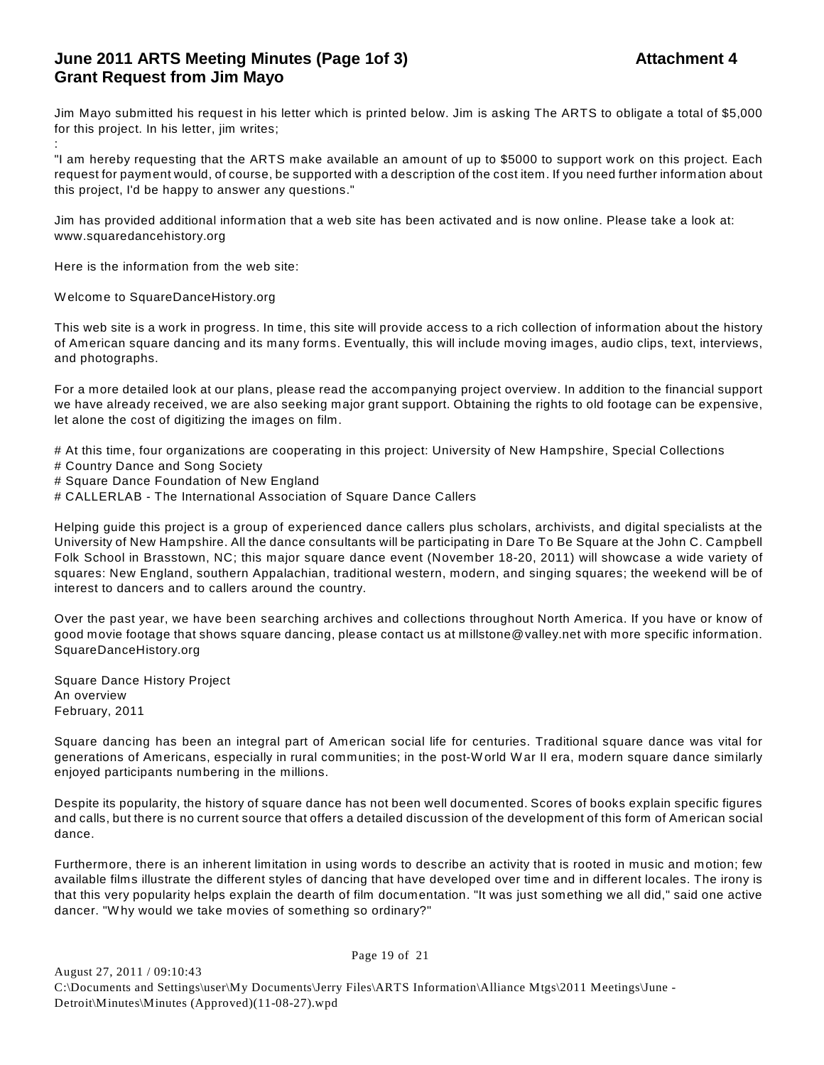## June 2011 ARTS Meeting Minutes (Page 1of 3) Attachment 4
## Grant Request from Jim Mayo

Jim Mayo submitted his request in his letter which is printed below. Jim is asking The ARTS to obligate a total of $5,000 for this project. In his letter, jim writes;

:

"I am hereby requesting that the ARTS make available an amount of up to $5000 to support work on this project. Each request for payment would, of course, be supported with a description of the cost item. If you need further information about this project, I'd be happy to answer any questions."

Jim has provided additional information that a web site has been activated and is now online. Please take a look at: www.squaredancehistory.org

Here is the information from the web site:

Welcome to SquareDanceHistory.org

This web site is a work in progress. In time, this site will provide access to a rich collection of information about the history of American square dancing and its many forms. Eventually, this will include moving images, audio clips, text, interviews, and photographs.

For a more detailed look at our plans, please read the accompanying project overview. In addition to the financial support we have already received, we are also seeking major grant support. Obtaining the rights to old footage can be expensive, let alone the cost of digitizing the images on film.

# At this time, four organizations are cooperating in this project: University of New Hampshire, Special Collections
# Country Dance and Song Society
# Square Dance Foundation of New England
# CALLERLAB - The International Association of Square Dance Callers

Helping guide this project is a group of experienced dance callers plus scholars, archivists, and digital specialists at the University of New Hampshire. All the dance consultants will be participating in Dare To Be Square at the John C. Campbell Folk School in Brasstown, NC; this major square dance event (November 18-20, 2011) will showcase a wide variety of squares: New England, southern Appalachian, traditional western, modern, and singing squares; the weekend will be of interest to dancers and to callers around the country.

Over the past year, we have been searching archives and collections throughout North America. If you have or know of good movie footage that shows square dancing, please contact us at millstone@valley.net with more specific information. SquareDanceHistory.org

Square Dance History Project
An overview
February, 2011

Square dancing has been an integral part of American social life for centuries. Traditional square dance was vital for generations of Americans, especially in rural communities; in the post-World War II era, modern square dance similarly enjoyed participants numbering in the millions.

Despite its popularity, the history of square dance has not been well documented. Scores of books explain specific figures and calls, but there is no current source that offers a detailed discussion of the development of this form of American social dance.

Furthermore, there is an inherent limitation in using words to describe an activity that is rooted in music and motion; few available films illustrate the different styles of dancing that have developed over time and in different locales. The irony is that this very popularity helps explain the dearth of film documentation. "It was just something we all did," said one active dancer. "Why would we take movies of something so ordinary?"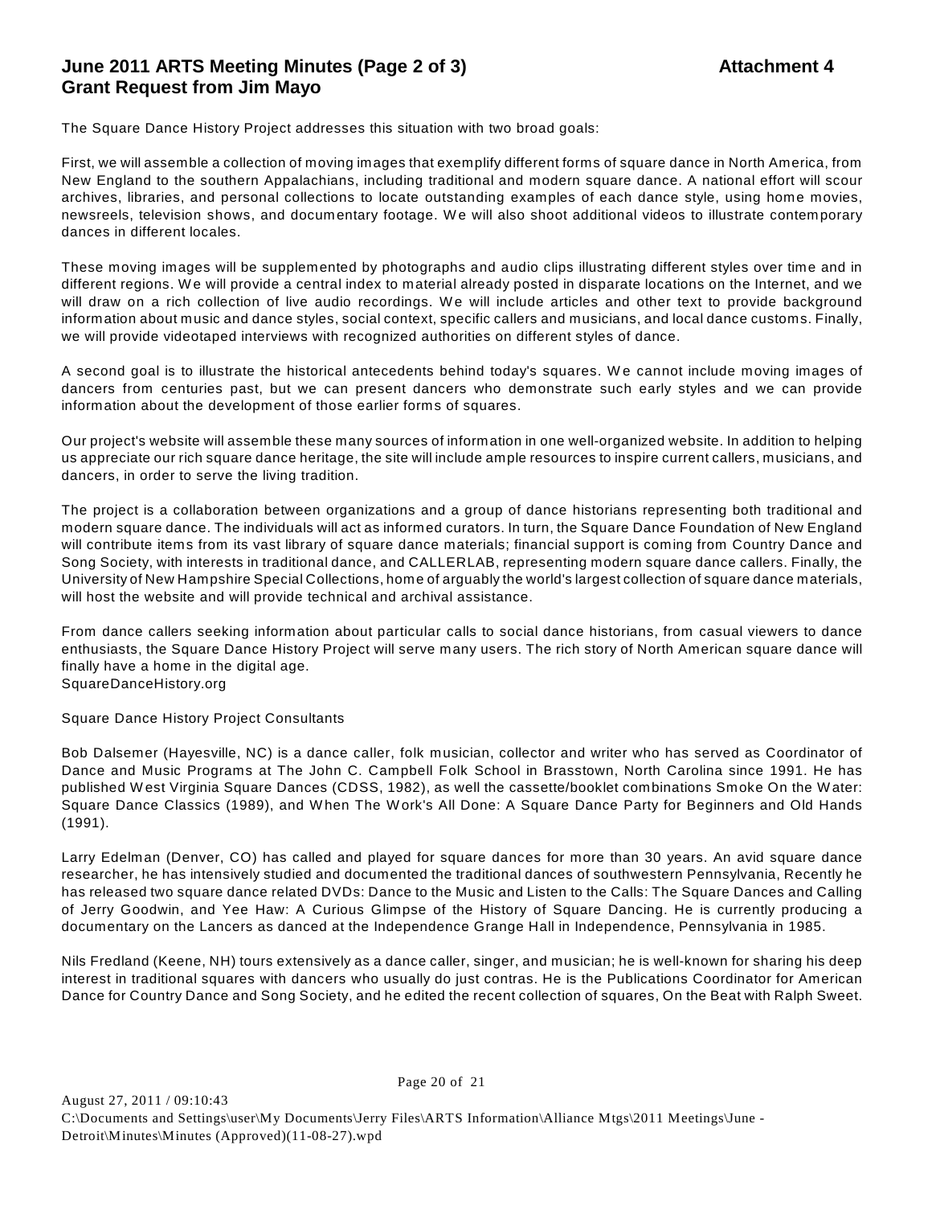## June 2011 ARTS Meeting Minutes (Page 2 of 3) — Attachment 4
## Grant Request from Jim Mayo

The Square Dance History Project addresses this situation with two broad goals:

First, we will assemble a collection of moving images that exemplify different forms of square dance in North America, from New England to the southern Appalachians, including traditional and modern square dance. A national effort will scour archives, libraries, and personal collections to locate outstanding examples of each dance style, using home movies, newsreels, television shows, and documentary footage. We will also shoot additional videos to illustrate contemporary dances in different locales.

These moving images will be supplemented by photographs and audio clips illustrating different styles over time and in different regions. We will provide a central index to material already posted in disparate locations on the Internet, and we will draw on a rich collection of live audio recordings. We will include articles and other text to provide background information about music and dance styles, social context, specific callers and musicians, and local dance customs. Finally, we will provide videotaped interviews with recognized authorities on different styles of dance.

A second goal is to illustrate the historical antecedents behind today's squares. We cannot include moving images of dancers from centuries past, but we can present dancers who demonstrate such early styles and we can provide information about the development of those earlier forms of squares.

Our project's website will assemble these many sources of information in one well-organized website. In addition to helping us appreciate our rich square dance heritage, the site will include ample resources to inspire current callers, musicians, and dancers, in order to serve the living tradition.

The project is a collaboration between organizations and a group of dance historians representing both traditional and modern square dance. The individuals will act as informed curators. In turn, the Square Dance Foundation of New England will contribute items from its vast library of square dance materials; financial support is coming from Country Dance and Song Society, with interests in traditional dance, and CALLERLAB, representing modern square dance callers. Finally, the University of New Hampshire Special Collections, home of arguably the world's largest collection of square dance materials, will host the website and will provide technical and archival assistance.

From dance callers seeking information about particular calls to social dance historians, from casual viewers to dance enthusiasts, the Square Dance History Project will serve many users. The rich story of North American square dance will finally have a home in the digital age.
SquareDanceHistory.org

Square Dance History Project Consultants

Bob Dalsemer (Hayesville, NC) is a dance caller, folk musician, collector and writer who has served as Coordinator of Dance and Music Programs at The John C. Campbell Folk School in Brasstown, North Carolina since 1991. He has published West Virginia Square Dances (CDSS, 1982), as well the cassette/booklet combinations Smoke On the Water: Square Dance Classics (1989), and When The Work's All Done: A Square Dance Party for Beginners and Old Hands (1991).

Larry Edelman (Denver, CO) has called and played for square dances for more than 30 years. An avid square dance researcher, he has intensively studied and documented the traditional dances of southwestern Pennsylvania, Recently he has released two square dance related DVDs: Dance to the Music and Listen to the Calls: The Square Dances and Calling of Jerry Goodwin, and Yee Haw: A Curious Glimpse of the History of Square Dancing. He is currently producing a documentary on the Lancers as danced at the Independence Grange Hall in Independence, Pennsylvania in 1985.

Nils Fredland (Keene, NH) tours extensively as a dance caller, singer, and musician; he is well-known for sharing his deep interest in traditional squares with dancers who usually do just contras. He is the Publications Coordinator for American Dance for Country Dance and Song Society, and he edited the recent collection of squares, On the Beat with Ralph Sweet.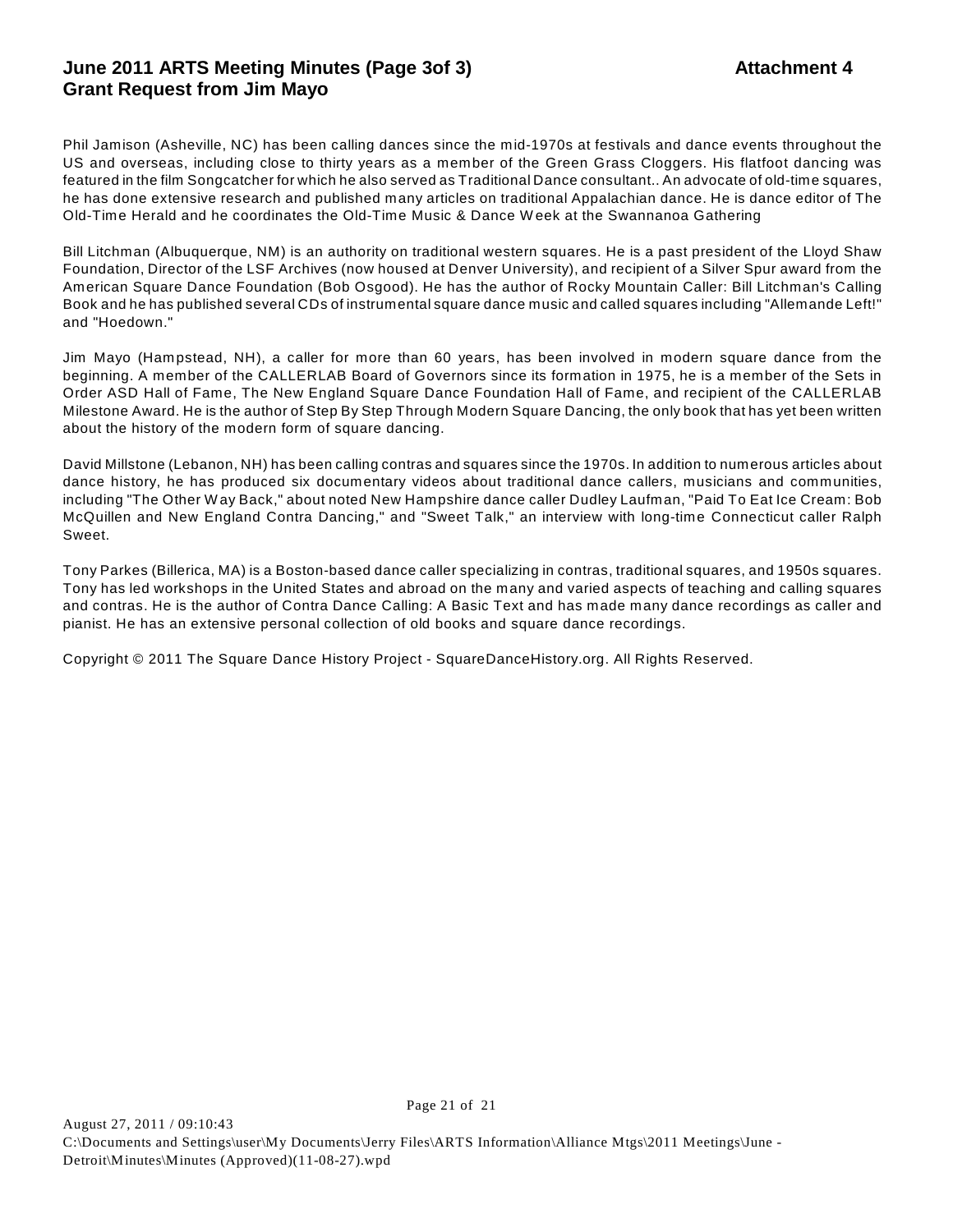Phil Jamison (Asheville, NC) has been calling dances since the mid-1970s at festivals and dance events throughout the US and overseas, including close to thirty years as a member of the Green Grass Cloggers. His flatfoot dancing was featured in the film Songcatcher for which he also served as Traditional Dance consultant.. An advocate of old-time squares, he has done extensive research and published many articles on traditional Appalachian dance. He is dance editor of The Old-Time Herald and he coordinates the Old-Time Music & Dance Week at the Swannanoa Gathering

Bill Litchman (Albuquerque, NM) is an authority on traditional western squares. He is a past president of the Lloyd Shaw Foundation, Director of the LSF Archives (now housed at Denver University), and recipient of a Silver Spur award from the American Square Dance Foundation (Bob Osgood). He has the author of Rocky Mountain Caller: Bill Litchman's Calling Book and he has published several CDs of instrumental square dance music and called squares including "Allemande Left!" and "Hoedown."

Jim Mayo (Hampstead, NH), a caller for more than 60 years, has been involved in modern square dance from the beginning. A member of the CALLERLAB Board of Governors since its formation in 1975, he is a member of the Sets in Order ASD Hall of Fame, The New England Square Dance Foundation Hall of Fame, and recipient of the CALLERLAB Milestone Award. He is the author of Step By Step Through Modern Square Dancing, the only book that has yet been written about the history of the modern form of square dancing.

David Millstone (Lebanon, NH) has been calling contras and squares since the 1970s. In addition to numerous articles about dance history, he has produced six documentary videos about traditional dance callers, musicians and communities, including "The Other Way Back," about noted New Hampshire dance caller Dudley Laufman, "Paid To Eat Ice Cream: Bob McQuillen and New England Contra Dancing," and "Sweet Talk," an interview with long-time Connecticut caller Ralph Sweet.

Tony Parkes (Billerica, MA) is a Boston-based dance caller specializing in contras, traditional squares, and 1950s squares. Tony has led workshops in the United States and abroad on the many and varied aspects of teaching and calling squares and contras. He is the author of Contra Dance Calling: A Basic Text and has made many dance recordings as caller and pianist. He has an extensive personal collection of old books and square dance recordings.

Copyright © 2011 The Square Dance History Project - SquareDanceHistory.org. All Rights Reserved.